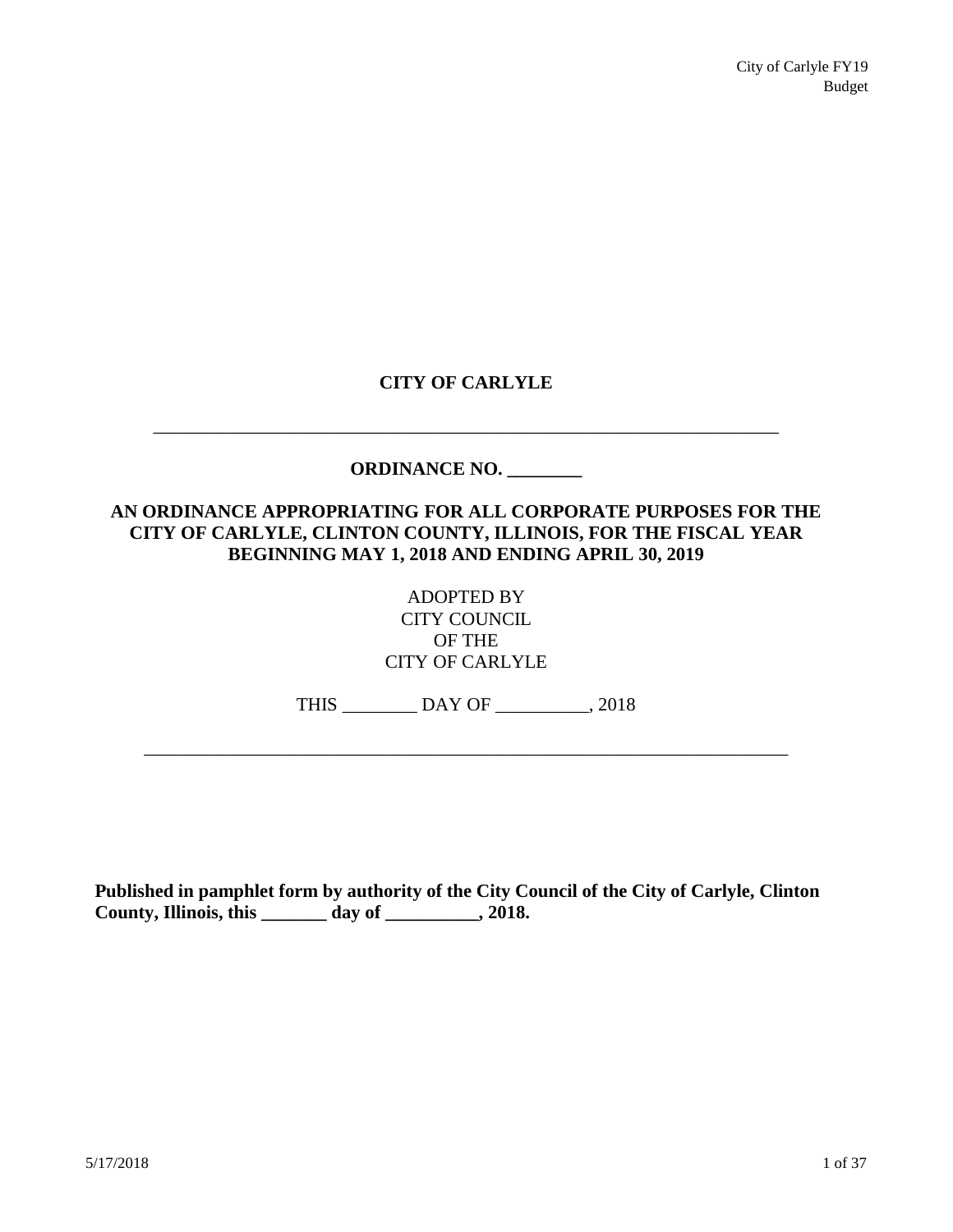# CITY OF CARLYLE

---

## ORDINANCE NO. ________

## AN ORDINANCE APPROPRIATING FOR ALL CORPORATE PURPOSES FOR THE CITY OF CARLYLE, CLINTON COUNTY, ILLINOIS, FOR THE FISCAL YEAR BEGINNING MAY 1, 2018 AND ENDING APRIL 30, 2019

ADOPTED BY
CITY COUNCIL
OF THE
CITY OF CARLYLE

THIS ________ DAY OF __________, 2018

---

**Published in pamphlet form by authority of the City Council of the City of Carlyle, Clinton County, Illinois, this _______ day of __________, 2018.**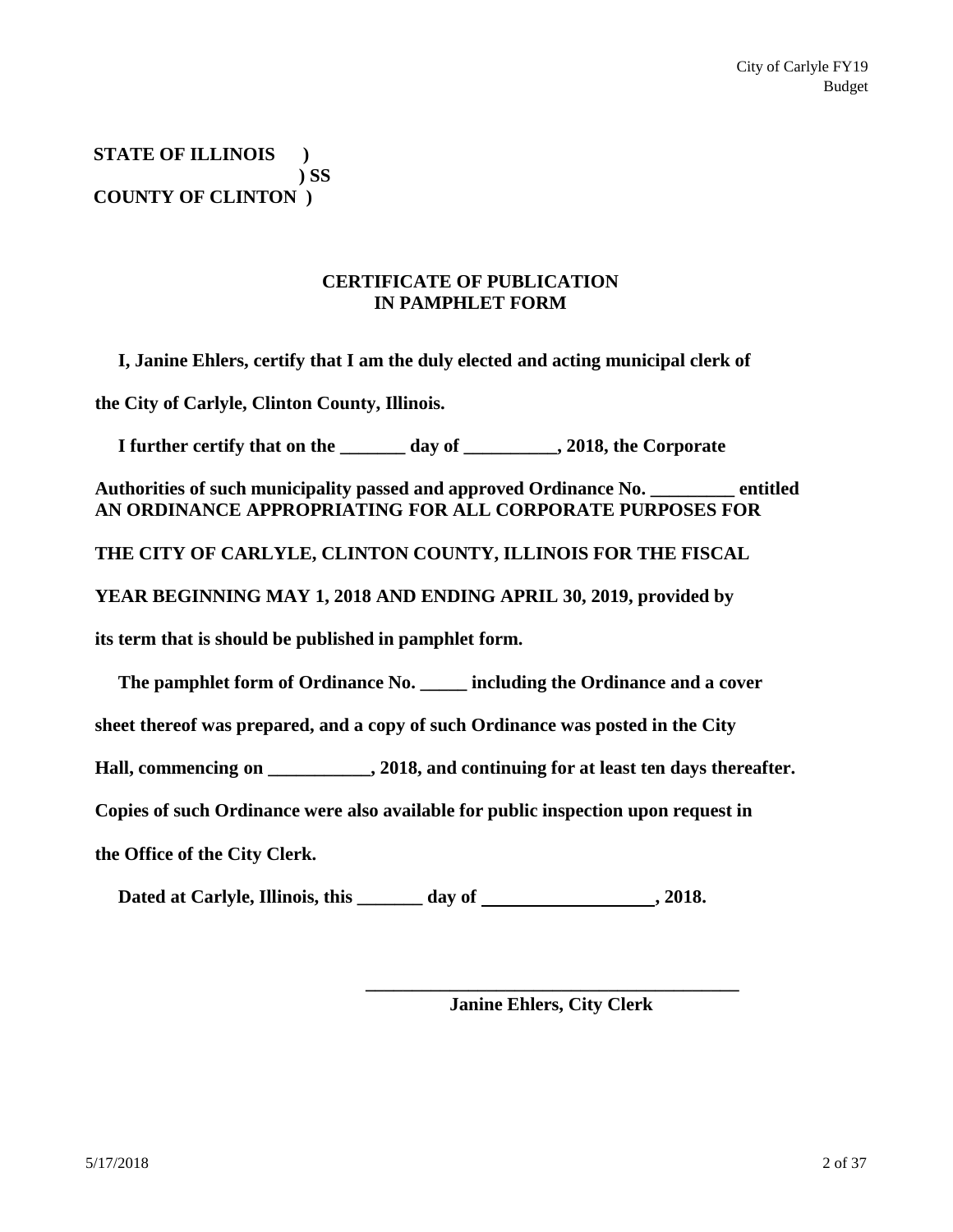**STATE OF ILLINOIS )**
**) SS**
**COUNTY OF CLINTON )**

## CERTIFICATE OF PUBLICATION IN PAMPHLET FORM

**I, Janine Ehlers, certify that I am the duly elected and acting municipal clerk of the City of Carlyle, Clinton County, Illinois.**

**I further certify that on the _______ day of __________, 2018, the Corporate Authorities of such municipality passed and approved Ordinance No. _________ entitled AN ORDINANCE APPROPRIATING FOR ALL CORPORATE PURPOSES FOR THE CITY OF CARLYLE, CLINTON COUNTY, ILLINOIS FOR THE FISCAL YEAR BEGINNING MAY 1, 2018 AND ENDING APRIL 30, 2019, provided by its term that is should be published in pamphlet form.**

**The pamphlet form of Ordinance No. _____ including the Ordinance and a cover sheet thereof was prepared, and a copy of such Ordinance was posted in the City Hall, commencing on ___________, 2018, and continuing for at least ten days thereafter. Copies of such Ordinance were also available for public inspection upon request in the Office of the City Clerk.**

**Dated at Carlyle, Illinois, this _______ day of __________________, 2018.**

**_________________________________________**
**Janine Ehlers, City Clerk**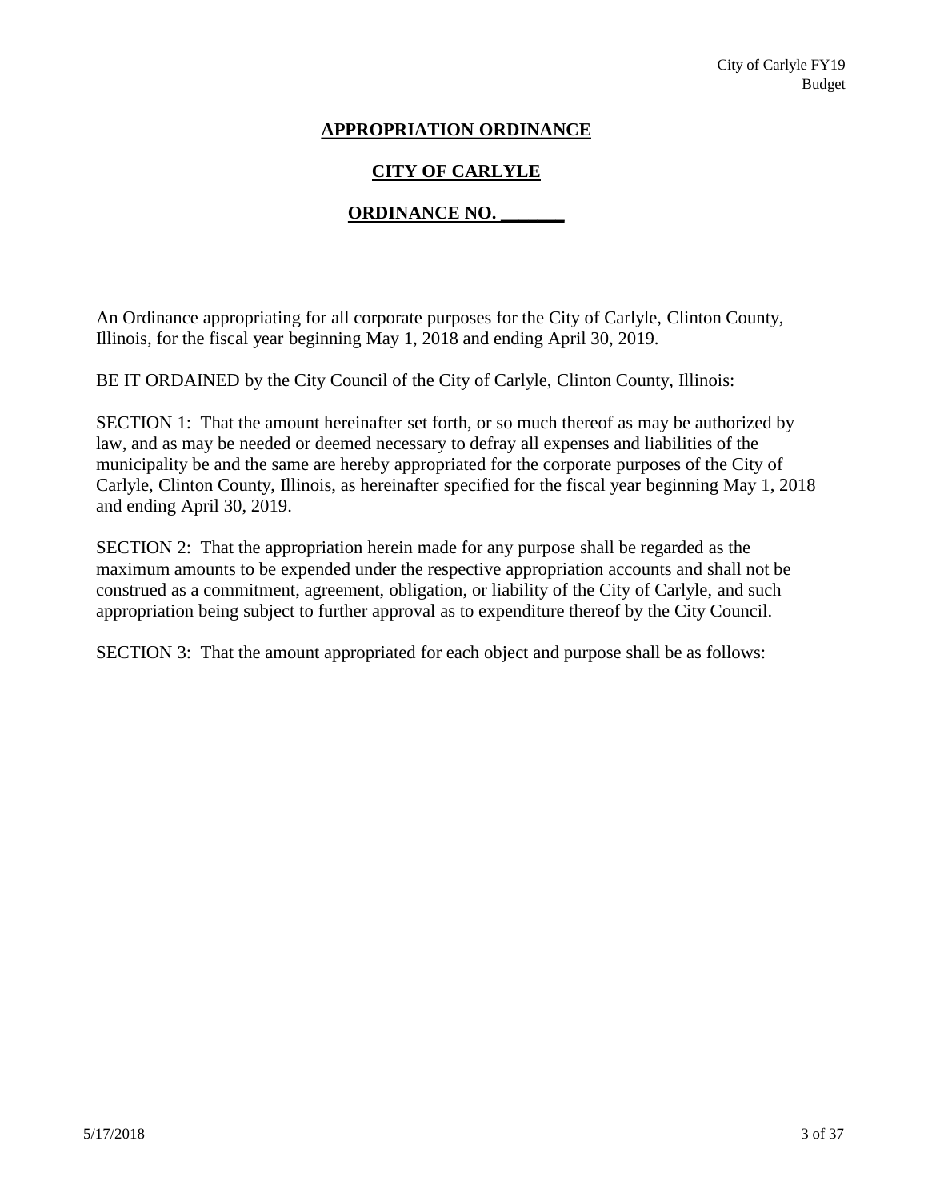# APPROPRIATION ORDINANCE

## CITY OF CARLYLE

## ORDINANCE NO. _______

An Ordinance appropriating for all corporate purposes for the City of Carlyle, Clinton County, Illinois, for the fiscal year beginning May 1, 2018 and ending April 30, 2019.

BE IT ORDAINED by the City Council of the City of Carlyle, Clinton County, Illinois:

SECTION 1: That the amount hereinafter set forth, or so much thereof as may be authorized by law, and as may be needed or deemed necessary to defray all expenses and liabilities of the municipality be and the same are hereby appropriated for the corporate purposes of the City of Carlyle, Clinton County, Illinois, as hereinafter specified for the fiscal year beginning May 1, 2018 and ending April 30, 2019.

SECTION 2: That the appropriation herein made for any purpose shall be regarded as the maximum amounts to be expended under the respective appropriation accounts and shall not be construed as a commitment, agreement, obligation, or liability of the City of Carlyle, and such appropriation being subject to further approval as to expenditure thereof by the City Council.

SECTION 3: That the amount appropriated for each object and purpose shall be as follows: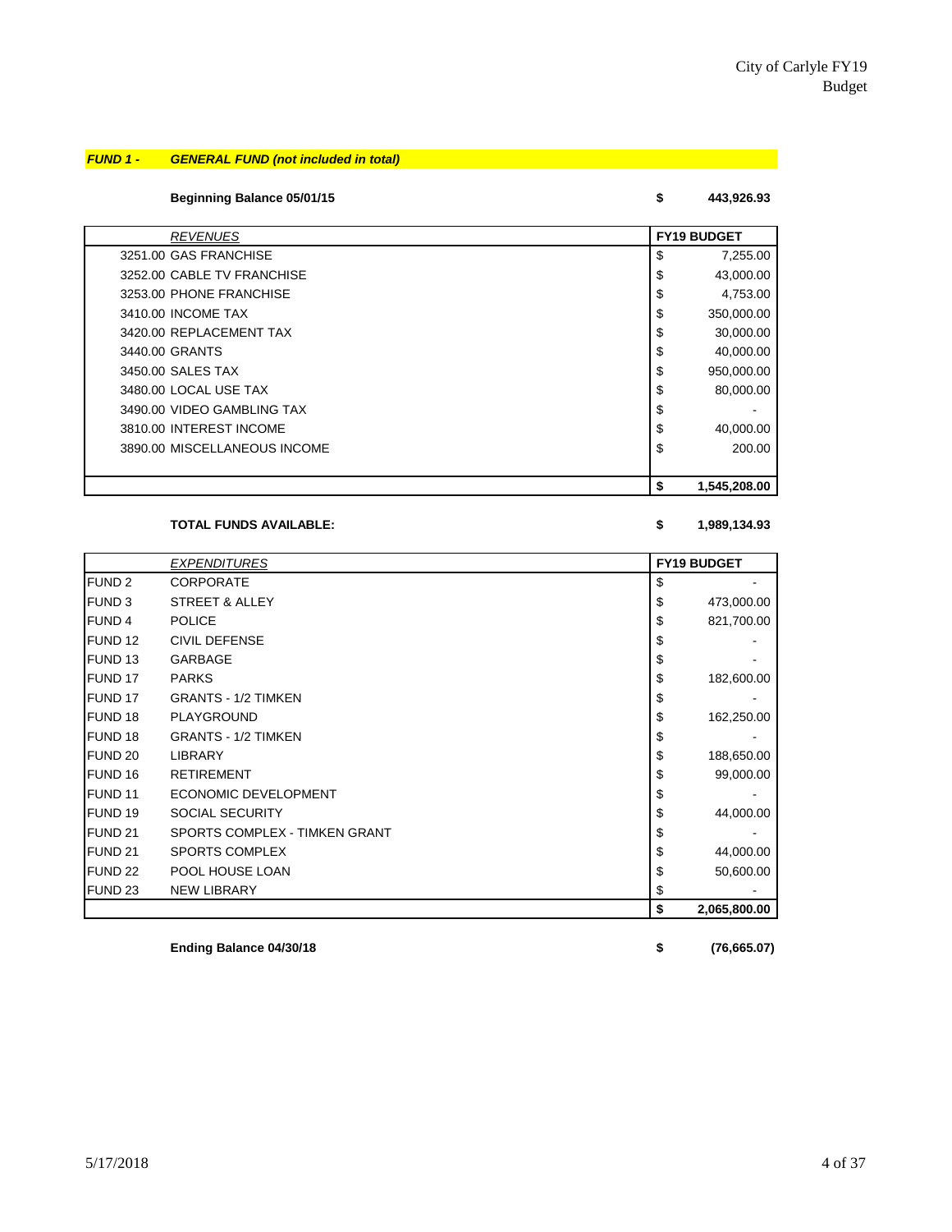City of Carlyle FY19 Budget

## *FUND 1 - GENERAL FUND (not included in total)*

**Beginning Balance 05/01/15** **$ 443,926.93**

| *REVENUES* | FY19 BUDGET |
|---|---|
| 3251.00 GAS FRANCHISE | $ 7,255.00 |
| 3252.00 CABLE TV FRANCHISE | $ 43,000.00 |
| 3253.00 PHONE FRANCHISE | $ 4,753.00 |
| 3410.00 INCOME TAX | $ 350,000.00 |
| 3420.00 REPLACEMENT TAX | $ 30,000.00 |
| 3440.00 GRANTS | $ 40,000.00 |
| 3450.00 SALES TAX | $ 950,000.00 |
| 3480.00 LOCAL USE TAX | $ 80,000.00 |
| 3490.00 VIDEO GAMBLING TAX | $ - |
| 3810.00 INTEREST INCOME | $ 40,000.00 |
| 3890.00 MISCELLANEOUS INCOME | $ 200.00 |
| | **$ 1,545,208.00** |

**TOTAL FUNDS AVAILABLE:** **$ 1,989,134.93**

| | *EXPENDITURES* | FY19 BUDGET |
|---|---|---|
| FUND 2 | CORPORATE | $ - |
| FUND 3 | STREET & ALLEY | $ 473,000.00 |
| FUND 4 | POLICE | $ 821,700.00 |
| FUND 12 | CIVIL DEFENSE | $ - |
| FUND 13 | GARBAGE | $ - |
| FUND 17 | PARKS | $ 182,600.00 |
| FUND 17 | GRANTS - 1/2 TIMKEN | $ - |
| FUND 18 | PLAYGROUND | $ 162,250.00 |
| FUND 18 | GRANTS - 1/2 TIMKEN | $ - |
| FUND 20 | LIBRARY | $ 188,650.00 |
| FUND 16 | RETIREMENT | $ 99,000.00 |
| FUND 11 | ECONOMIC DEVELOPMENT | $ - |
| FUND 19 | SOCIAL SECURITY | $ 44,000.00 |
| FUND 21 | SPORTS COMPLEX - TIMKEN GRANT | $ - |
| FUND 21 | SPORTS COMPLEX | $ 44,000.00 |
| FUND 22 | POOL HOUSE LOAN | $ 50,600.00 |
| FUND 23 | NEW LIBRARY | $ - |
| | | **$ 2,065,800.00** |

**Ending Balance 04/30/18** **$ (76,665.07)**

5/17/2018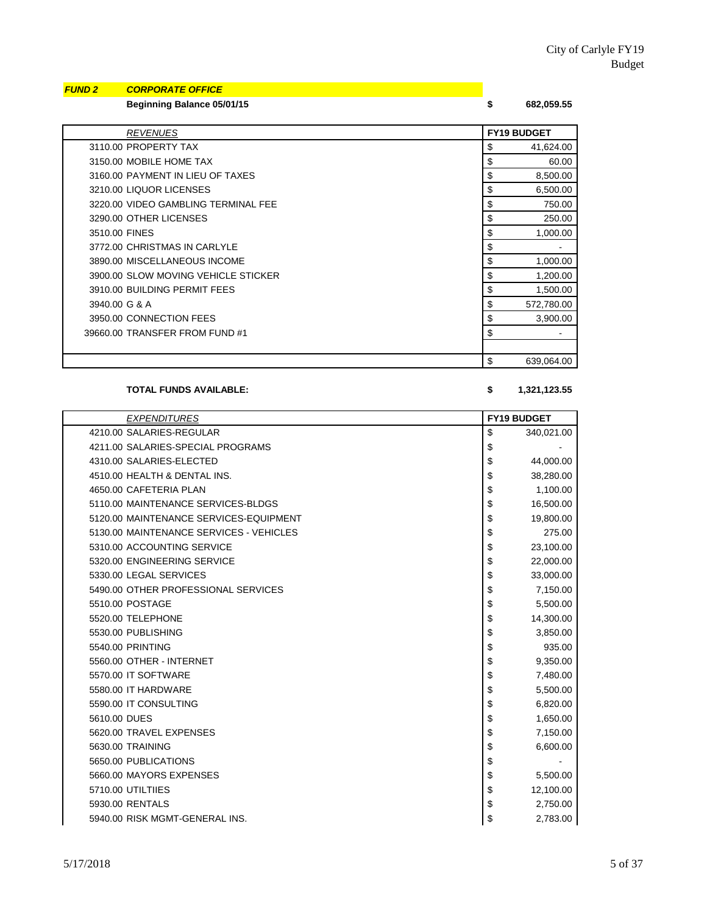***FUND 2*** ***CORPORATE OFFICE***

**Beginning Balance 05/01/15** **$ 682,059.55**

| *REVENUES* | FY19 BUDGET |
|---|---|
| 3110.00 PROPERTY TAX | $ 41,624.00 |
| 3150.00 MOBILE HOME TAX | $ 60.00 |
| 3160.00 PAYMENT IN LIEU OF TAXES | $ 8,500.00 |
| 3210.00 LIQUOR LICENSES | $ 6,500.00 |
| 3220.00 VIDEO GAMBLING TERMINAL FEE | $ 750.00 |
| 3290.00 OTHER LICENSES | $ 250.00 |
| 3510.00 FINES | $ 1,000.00 |
| 3772.00 CHRISTMAS IN CARLYLE | $ - |
| 3890.00 MISCELLANEOUS INCOME | $ 1,000.00 |
| 3900.00 SLOW MOVING VEHICLE STICKER | $ 1,200.00 |
| 3910.00 BUILDING PERMIT FEES | $ 1,500.00 |
| 3940.00 G & A | $ 572,780.00 |
| 3950.00 CONNECTION FEES | $ 3,900.00 |
| 39660.00 TRANSFER FROM FUND #1 | $ - |
| | |
| | $ 639,064.00 |

**TOTAL FUNDS AVAILABLE:** **$ 1,321,123.55**

| *EXPENDITURES* | FY19 BUDGET |
|---|---|
| 4210.00 SALARIES-REGULAR | $ 340,021.00 |
| 4211.00 SALARIES-SPECIAL PROGRAMS | $ - |
| 4310.00 SALARIES-ELECTED | $ 44,000.00 |
| 4510.00 HEALTH & DENTAL INS. | $ 38,280.00 |
| 4650.00 CAFETERIA PLAN | $ 1,100.00 |
| 5110.00 MAINTENANCE SERVICES-BLDGS | $ 16,500.00 |
| 5120.00 MAINTENANCE SERVICES-EQUIPMENT | $ 19,800.00 |
| 5130.00 MAINTENANCE SERVICES - VEHICLES | $ 275.00 |
| 5310.00 ACCOUNTING SERVICE | $ 23,100.00 |
| 5320.00 ENGINEERING SERVICE | $ 22,000.00 |
| 5330.00 LEGAL SERVICES | $ 33,000.00 |
| 5490.00 OTHER PROFESSIONAL SERVICES | $ 7,150.00 |
| 5510.00 POSTAGE | $ 5,500.00 |
| 5520.00 TELEPHONE | $ 14,300.00 |
| 5530.00 PUBLISHING | $ 3,850.00 |
| 5540.00 PRINTING | $ 935.00 |
| 5560.00 OTHER - INTERNET | $ 9,350.00 |
| 5570.00 IT SOFTWARE | $ 7,480.00 |
| 5580.00 IT HARDWARE | $ 5,500.00 |
| 5590.00 IT CONSULTING | $ 6,820.00 |
| 5610.00 DUES | $ 1,650.00 |
| 5620.00 TRAVEL EXPENSES | $ 7,150.00 |
| 5630.00 TRAINING | $ 6,600.00 |
| 5650.00 PUBLICATIONS | $ - |
| 5660.00 MAYORS EXPENSES | $ 5,500.00 |
| 5710.00 UTILTIIES | $ 12,100.00 |
| 5930.00 RENTALS | $ 2,750.00 |
| 5940.00 RISK MGMT-GENERAL INS. | $ 2,783.00 |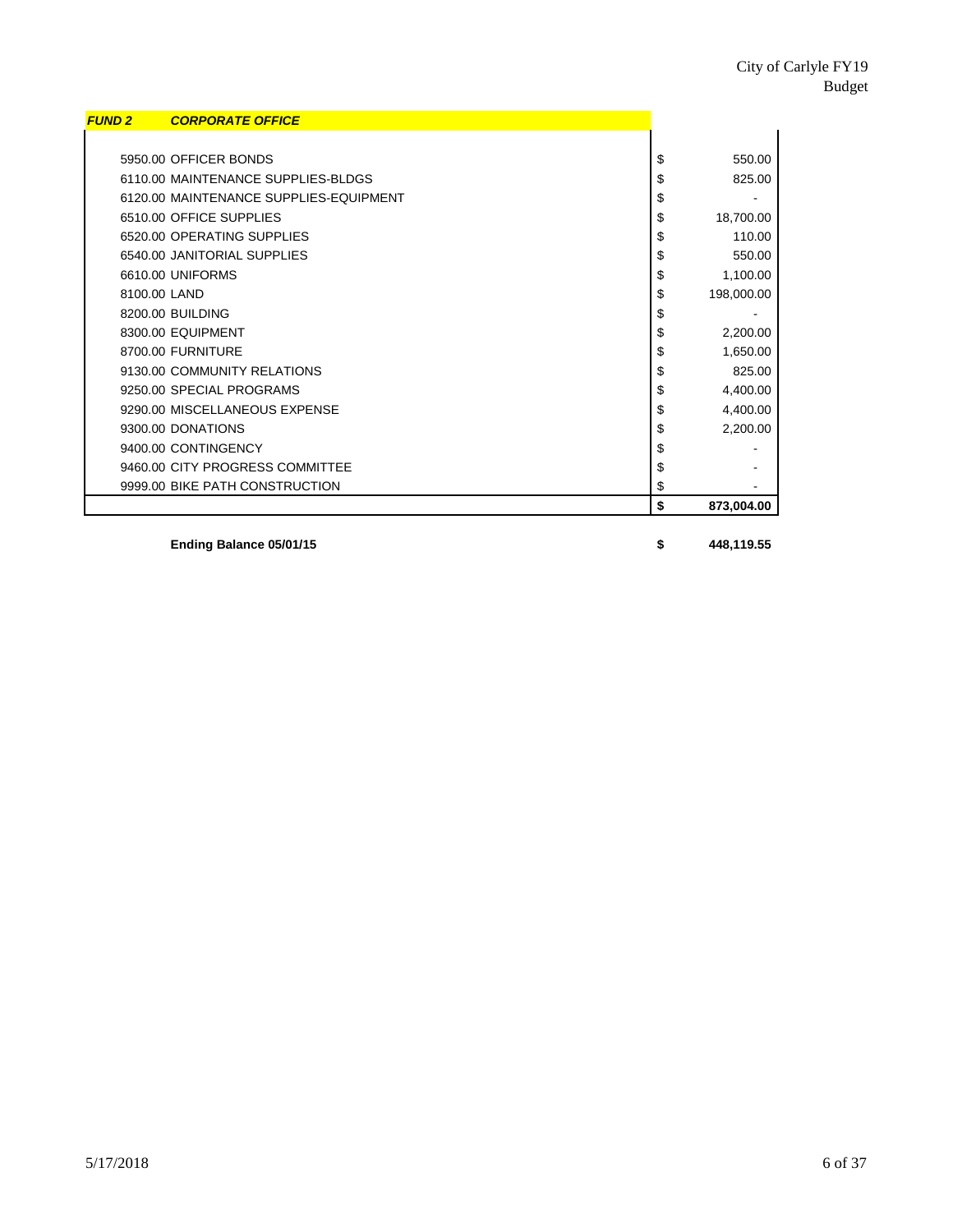***FUND 2 CORPORATE OFFICE***

| Account | Amount |
|---|---|
| 5950.00 OFFICER BONDS | $ 550.00 |
| 6110.00 MAINTENANCE SUPPLIES-BLDGS | $ 825.00 |
| 6120.00 MAINTENANCE SUPPLIES-EQUIPMENT | $ - |
| 6510.00 OFFICE SUPPLIES | $ 18,700.00 |
| 6520.00 OPERATING SUPPLIES | $ 110.00 |
| 6540.00 JANITORIAL SUPPLIES | $ 550.00 |
| 6610.00 UNIFORMS | $ 1,100.00 |
| 8100.00 LAND | $ 198,000.00 |
| 8200.00 BUILDING | $ - |
| 8300.00 EQUIPMENT | $ 2,200.00 |
| 8700.00 FURNITURE | $ 1,650.00 |
| 9130.00 COMMUNITY RELATIONS | $ 825.00 |
| 9250.00 SPECIAL PROGRAMS | $ 4,400.00 |
| 9290.00 MISCELLANEOUS EXPENSE | $ 4,400.00 |
| 9300.00 DONATIONS | $ 2,200.00 |
| 9400.00 CONTINGENCY | $ - |
| 9460.00 CITY PROGRESS COMMITTEE | $ - |
| 9999.00 BIKE PATH CONSTRUCTION | $ - |
| | **$ 873,004.00** |

**Ending Balance 05/01/15** **$ 448,119.55**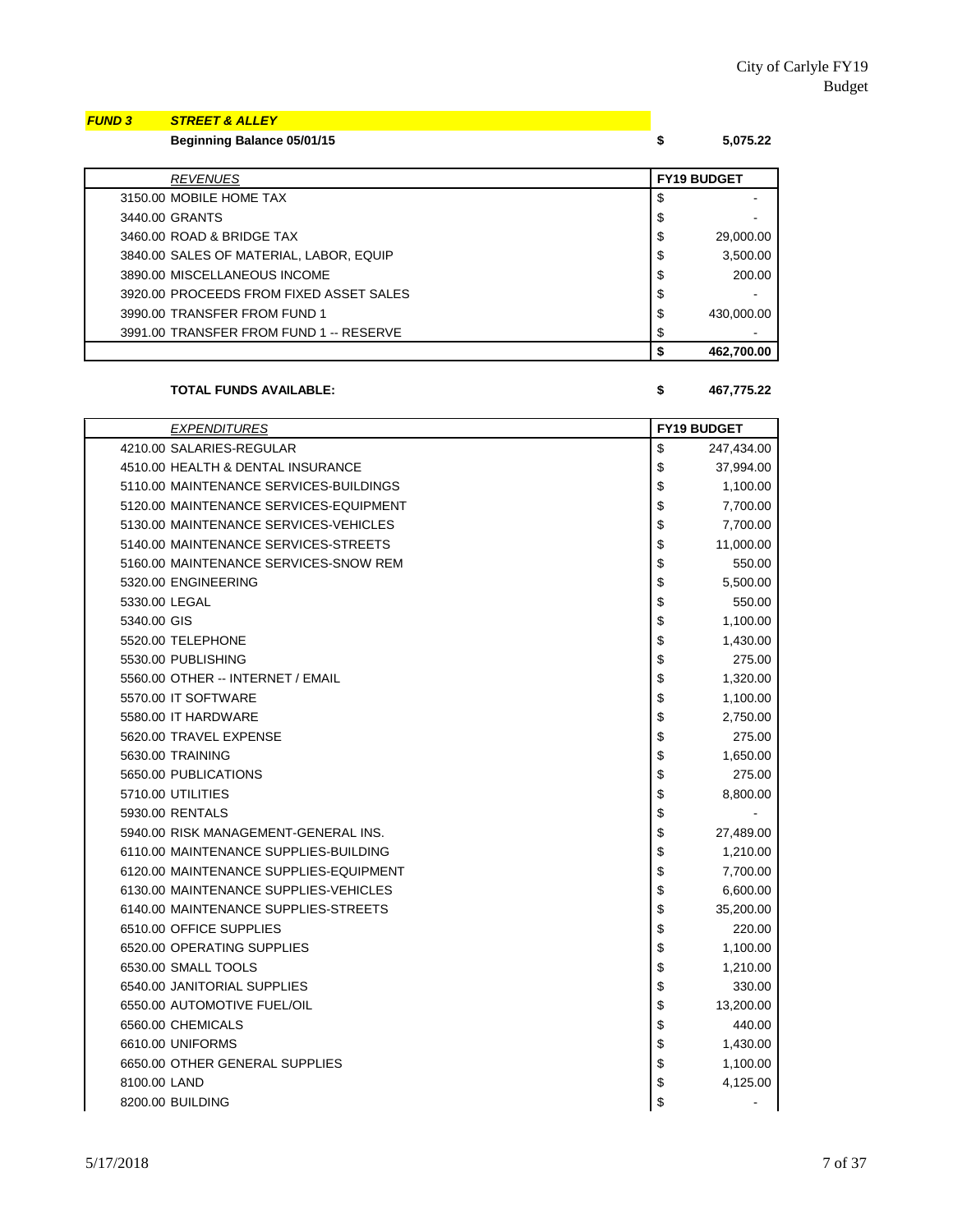***FUND 3*** ***STREET & ALLEY***

**Beginning Balance 05/01/15** **$ 5,075.22**

| *REVENUES* | FY19 BUDGET |
|---|---|
| 3150.00 MOBILE HOME TAX | $ - |
| 3440.00 GRANTS | $ - |
| 3460.00 ROAD & BRIDGE TAX | $ 29,000.00 |
| 3840.00 SALES OF MATERIAL, LABOR, EQUIP | $ 3,500.00 |
| 3890.00 MISCELLANEOUS INCOME | $ 200.00 |
| 3920.00 PROCEEDS FROM FIXED ASSET SALES | $ - |
| 3990.00 TRANSFER FROM FUND 1 | $ 430,000.00 |
| 3991.00 TRANSFER FROM FUND 1 -- RESERVE | $ - |
| | **$ 462,700.00** |

**TOTAL FUNDS AVAILABLE:** **$ 467,775.22**

| *EXPENDITURES* | FY19 BUDGET |
|---|---|
| 4210.00 SALARIES-REGULAR | $ 247,434.00 |
| 4510.00 HEALTH & DENTAL INSURANCE | $ 37,994.00 |
| 5110.00 MAINTENANCE SERVICES-BUILDINGS | $ 1,100.00 |
| 5120.00 MAINTENANCE SERVICES-EQUIPMENT | $ 7,700.00 |
| 5130.00 MAINTENANCE SERVICES-VEHICLES | $ 7,700.00 |
| 5140.00 MAINTENANCE SERVICES-STREETS | $ 11,000.00 |
| 5160.00 MAINTENANCE SERVICES-SNOW REM | $ 550.00 |
| 5320.00 ENGINEERING | $ 5,500.00 |
| 5330.00 LEGAL | $ 550.00 |
| 5340.00 GIS | $ 1,100.00 |
| 5520.00 TELEPHONE | $ 1,430.00 |
| 5530.00 PUBLISHING | $ 275.00 |
| 5560.00 OTHER -- INTERNET / EMAIL | $ 1,320.00 |
| 5570.00 IT SOFTWARE | $ 1,100.00 |
| 5580.00 IT HARDWARE | $ 2,750.00 |
| 5620.00 TRAVEL EXPENSE | $ 275.00 |
| 5630.00 TRAINING | $ 1,650.00 |
| 5650.00 PUBLICATIONS | $ 275.00 |
| 5710.00 UTILITIES | $ 8,800.00 |
| 5930.00 RENTALS | $ - |
| 5940.00 RISK MANAGEMENT-GENERAL INS. | $ 27,489.00 |
| 6110.00 MAINTENANCE SUPPLIES-BUILDING | $ 1,210.00 |
| 6120.00 MAINTENANCE SUPPLIES-EQUIPMENT | $ 7,700.00 |
| 6130.00 MAINTENANCE SUPPLIES-VEHICLES | $ 6,600.00 |
| 6140.00 MAINTENANCE SUPPLIES-STREETS | $ 35,200.00 |
| 6510.00 OFFICE SUPPLIES | $ 220.00 |
| 6520.00 OPERATING SUPPLIES | $ 1,100.00 |
| 6530.00 SMALL TOOLS | $ 1,210.00 |
| 6540.00 JANITORIAL SUPPLIES | $ 330.00 |
| 6550.00 AUTOMOTIVE FUEL/OIL | $ 13,200.00 |
| 6560.00 CHEMICALS | $ 440.00 |
| 6610.00 UNIFORMS | $ 1,430.00 |
| 6650.00 OTHER GENERAL SUPPLIES | $ 1,100.00 |
| 8100.00 LAND | $ 4,125.00 |
| 8200.00 BUILDING | $ - |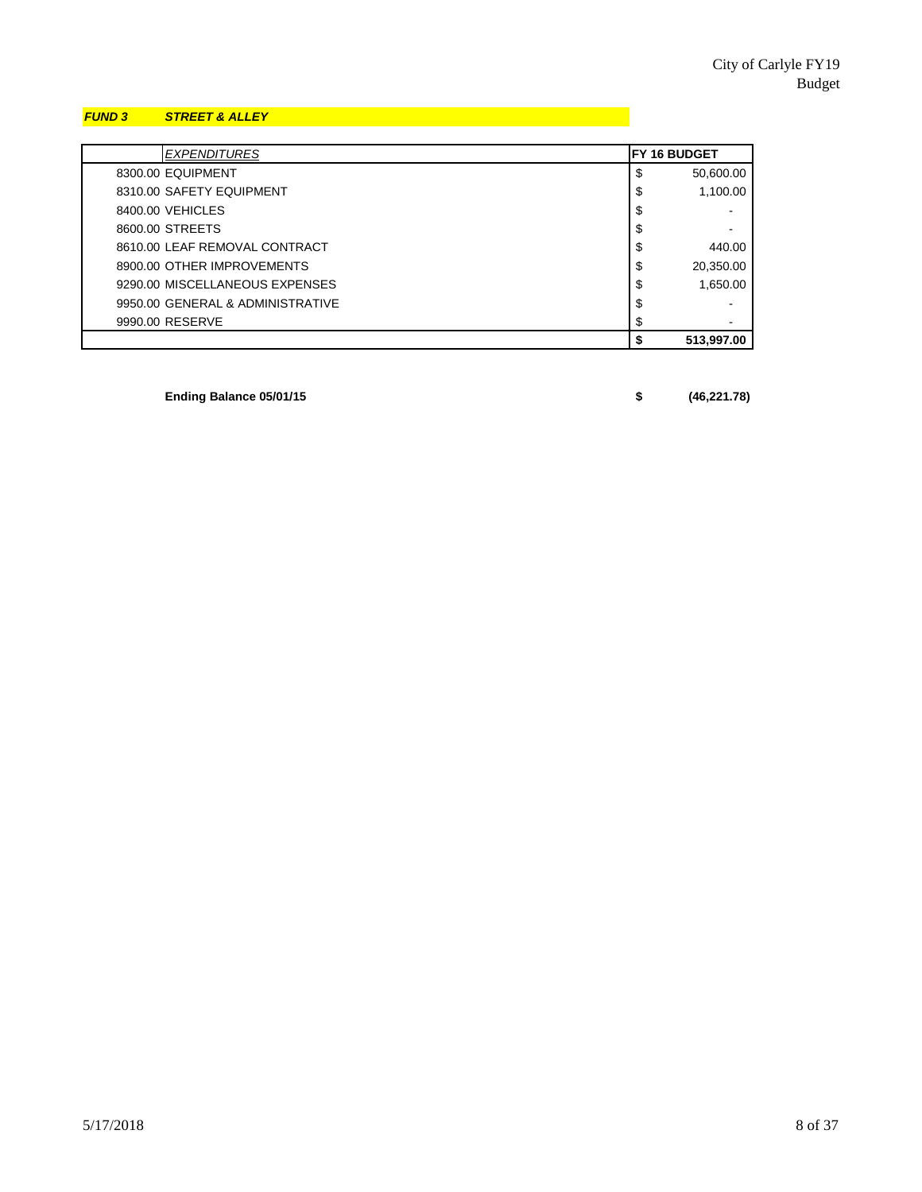***FUND 3 STREET & ALLEY***

| *EXPENDITURES* | FY 16 BUDGET |
|---|---|
| 8300.00 EQUIPMENT | $ 50,600.00 |
| 8310.00 SAFETY EQUIPMENT | $ 1,100.00 |
| 8400.00 VEHICLES | $ - |
| 8600.00 STREETS | $ - |
| 8610.00 LEAF REMOVAL CONTRACT | $ 440.00 |
| 8900.00 OTHER IMPROVEMENTS | $ 20,350.00 |
| 9290.00 MISCELLANEOUS EXPENSES | $ 1,650.00 |
| 9950.00 GENERAL & ADMINISTRATIVE | $ - |
| 9990.00 RESERVE | $ - |
| | **$ 513,997.00** |

**Ending Balance 05/01/15** **$ (46,221.78)**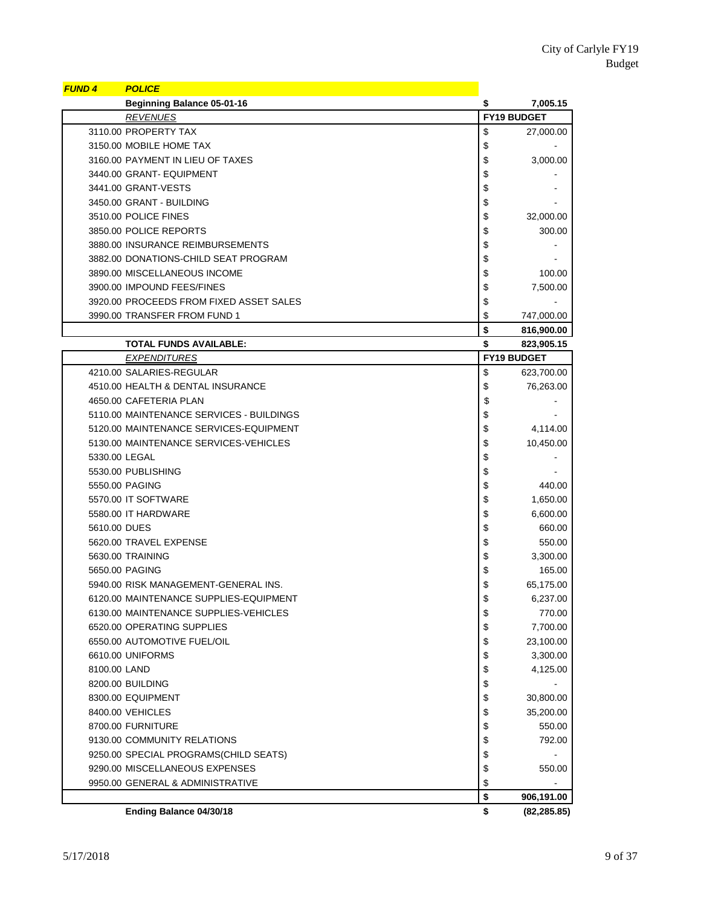***FUND 4*** ***POLICE***

| | | |
|---|---|---|
| **Beginning Balance 05-01-16** | $ | **7,005.15** |
| ***REVENUES*** | **FY19 BUDGET** | |
| 3110.00 PROPERTY TAX | $ | 27,000.00 |
| 3150.00 MOBILE HOME TAX | $ | - |
| 3160.00 PAYMENT IN LIEU OF TAXES | $ | 3,000.00 |
| 3440.00 GRANT- EQUIPMENT | $ | - |
| 3441.00 GRANT-VESTS | $ | - |
| 3450.00 GRANT - BUILDING | $ | - |
| 3510.00 POLICE FINES | $ | 32,000.00 |
| 3850.00 POLICE REPORTS | $ | 300.00 |
| 3880.00 INSURANCE REIMBURSEMENTS | $ | - |
| 3882.00 DONATIONS-CHILD SEAT PROGRAM | $ | - |
| 3890.00 MISCELLANEOUS INCOME | $ | 100.00 |
| 3900.00 IMPOUND FEES/FINES | $ | 7,500.00 |
| 3920.00 PROCEEDS FROM FIXED ASSET SALES | $ | - |
| 3990.00 TRANSFER FROM FUND 1 | $ | 747,000.00 |
| | **$** | **816,900.00** |
| **TOTAL FUNDS AVAILABLE:** | **$** | **823,905.15** |
| ***EXPENDITURES*** | **FY19 BUDGET** | |
| 4210.00 SALARIES-REGULAR | $ | 623,700.00 |
| 4510.00 HEALTH & DENTAL INSURANCE | $ | 76,263.00 |
| 4650.00 CAFETERIA PLAN | $ | - |
| 5110.00 MAINTENANCE SERVICES - BUILDINGS | $ | - |
| 5120.00 MAINTENANCE SERVICES-EQUIPMENT | $ | 4,114.00 |
| 5130.00 MAINTENANCE SERVICES-VEHICLES | $ | 10,450.00 |
| 5330.00 LEGAL | $ | - |
| 5530.00 PUBLISHING | $ | - |
| 5550.00 PAGING | $ | 440.00 |
| 5570.00 IT SOFTWARE | $ | 1,650.00 |
| 5580.00 IT HARDWARE | $ | 6,600.00 |
| 5610.00 DUES | $ | 660.00 |
| 5620.00 TRAVEL EXPENSE | $ | 550.00 |
| 5630.00 TRAINING | $ | 3,300.00 |
| 5650.00 PAGING | $ | 165.00 |
| 5940.00 RISK MANAGEMENT-GENERAL INS. | $ | 65,175.00 |
| 6120.00 MAINTENANCE SUPPLIES-EQUIPMENT | $ | 6,237.00 |
| 6130.00 MAINTENANCE SUPPLIES-VEHICLES | $ | 770.00 |
| 6520.00 OPERATING SUPPLIES | $ | 7,700.00 |
| 6550.00 AUTOMOTIVE FUEL/OIL | $ | 23,100.00 |
| 6610.00 UNIFORMS | $ | 3,300.00 |
| 8100.00 LAND | $ | 4,125.00 |
| 8200.00 BUILDING | $ | - |
| 8300.00 EQUIPMENT | $ | 30,800.00 |
| 8400.00 VEHICLES | $ | 35,200.00 |
| 8700.00 FURNITURE | $ | 550.00 |
| 9130.00 COMMUNITY RELATIONS | $ | 792.00 |
| 9250.00 SPECIAL PROGRAMS(CHILD SEATS) | $ | - |
| 9290.00 MISCELLANEOUS EXPENSES | $ | 550.00 |
| 9950.00 GENERAL & ADMINISTRATIVE | $ | - |
| | **$** | **906,191.00** |
| **Ending Balance 04/30/18** | **$** | **(82,285.85)** |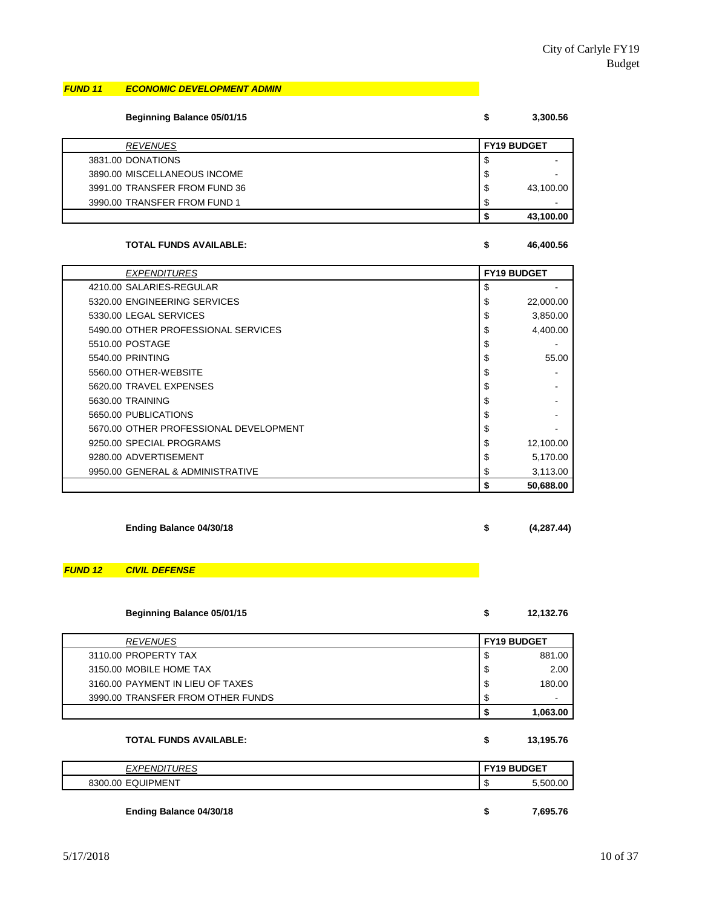## *FUND 11 ECONOMIC DEVELOPMENT ADMIN*

**Beginning Balance 05/01/15** **$ 3,300.56**

| *REVENUES* | **FY19 BUDGET** |
|---|---|
| 3831.00 DONATIONS | $ - |
| 3890.00 MISCELLANEOUS INCOME | $ - |
| 3991.00 TRANSFER FROM FUND 36 | $ 43,100.00 |
| 3990.00 TRANSFER FROM FUND 1 | $ - |
| | **$ 43,100.00** |

**TOTAL FUNDS AVAILABLE:** **$ 46,400.56**

| *EXPENDITURES* | **FY19 BUDGET** |
|---|---|
| 4210.00 SALARIES-REGULAR | $ - |
| 5320.00 ENGINEERING SERVICES | $ 22,000.00 |
| 5330.00 LEGAL SERVICES | $ 3,850.00 |
| 5490.00 OTHER PROFESSIONAL SERVICES | $ 4,400.00 |
| 5510.00 POSTAGE | $ - |
| 5540.00 PRINTING | $ 55.00 |
| 5560.00 OTHER-WEBSITE | $ - |
| 5620.00 TRAVEL EXPENSES | $ - |
| 5630.00 TRAINING | $ - |
| 5650.00 PUBLICATIONS | $ - |
| 5670.00 OTHER PROFESSIONAL DEVELOPMENT | $ - |
| 9250.00 SPECIAL PROGRAMS | $ 12,100.00 |
| 9280.00 ADVERTISEMENT | $ 5,170.00 |
| 9950.00 GENERAL & ADMINISTRATIVE | $ 3,113.00 |
| | **$ 50,688.00** |

**Ending Balance 04/30/18** **$ (4,287.44)**

## *FUND 12 CIVIL DEFENSE*

**Beginning Balance 05/01/15** **$ 12,132.76**

| *REVENUES* | **FY19 BUDGET** |
|---|---|
| 3110.00 PROPERTY TAX | $ 881.00 |
| 3150.00 MOBILE HOME TAX | $ 2.00 |
| 3160.00 PAYMENT IN LIEU OF TAXES | $ 180.00 |
| 3990.00 TRANSFER FROM OTHER FUNDS | $ - |
| | **$ 1,063.00** |

**TOTAL FUNDS AVAILABLE:** **$ 13,195.76**

| *EXPENDITURES* | **FY19 BUDGET** |
|---|---|
| 8300.00 EQUIPMENT | $ 5,500.00 |

**Ending Balance 04/30/18** **$ 7,695.76**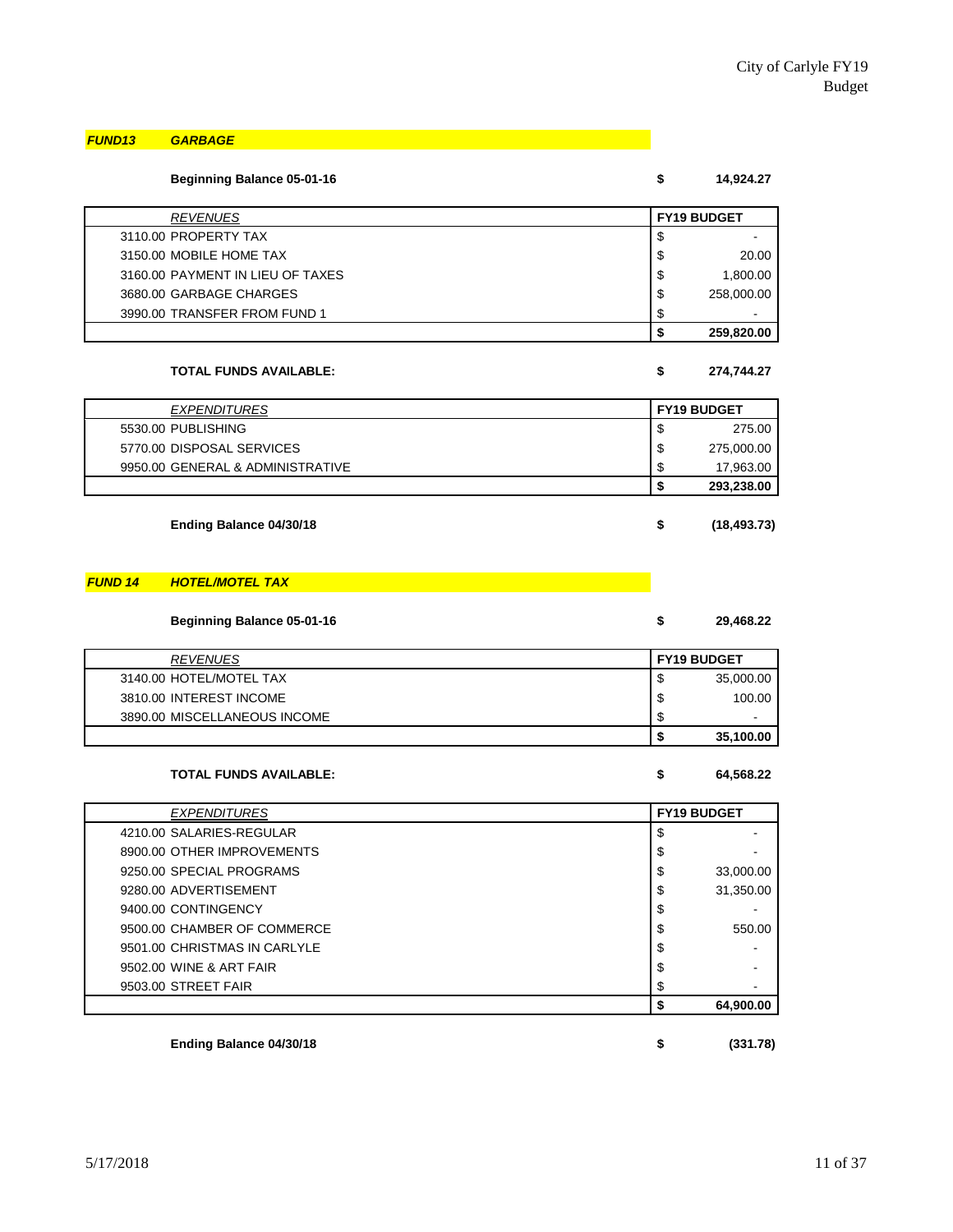## *FUND13 GARBAGE*

**Beginning Balance 05-01-16** **$ 14,924.27**

| *REVENUES* | FY19 BUDGET |
|---|---|
| 3110.00 PROPERTY TAX | $ - |
| 3150.00 MOBILE HOME TAX | $ 20.00 |
| 3160.00 PAYMENT IN LIEU OF TAXES | $ 1,800.00 |
| 3680.00 GARBAGE CHARGES | $ 258,000.00 |
| 3990.00 TRANSFER FROM FUND 1 | $ - |
| | **$ 259,820.00** |

**TOTAL FUNDS AVAILABLE:** **$ 274,744.27**

| *EXPENDITURES* | FY19 BUDGET |
|---|---|
| 5530.00 PUBLISHING | $ 275.00 |
| 5770.00 DISPOSAL SERVICES | $ 275,000.00 |
| 9950.00 GENERAL & ADMINISTRATIVE | $ 17,963.00 |
| | **$ 293,238.00** |

**Ending Balance 04/30/18** **$ (18,493.73)**

## *FUND 14 HOTEL/MOTEL TAX*

**Beginning Balance 05-01-16** **$ 29,468.22**

| *REVENUES* | FY19 BUDGET |
|---|---|
| 3140.00 HOTEL/MOTEL TAX | $ 35,000.00 |
| 3810.00 INTEREST INCOME | $ 100.00 |
| 3890.00 MISCELLANEOUS INCOME | $ - |
| | **$ 35,100.00** |

**TOTAL FUNDS AVAILABLE:** **$ 64,568.22**

| *EXPENDITURES* | FY19 BUDGET |
|---|---|
| 4210.00 SALARIES-REGULAR | $ - |
| 8900.00 OTHER IMPROVEMENTS | $ - |
| 9250.00 SPECIAL PROGRAMS | $ 33,000.00 |
| 9280.00 ADVERTISEMENT | $ 31,350.00 |
| 9400.00 CONTINGENCY | $ - |
| 9500.00 CHAMBER OF COMMERCE | $ 550.00 |
| 9501.00 CHRISTMAS IN CARLYLE | $ - |
| 9502.00 WINE & ART FAIR | $ - |
| 9503.00 STREET FAIR | $ - |
| | **$ 64,900.00** |

**Ending Balance 04/30/18** **$ (331.78)**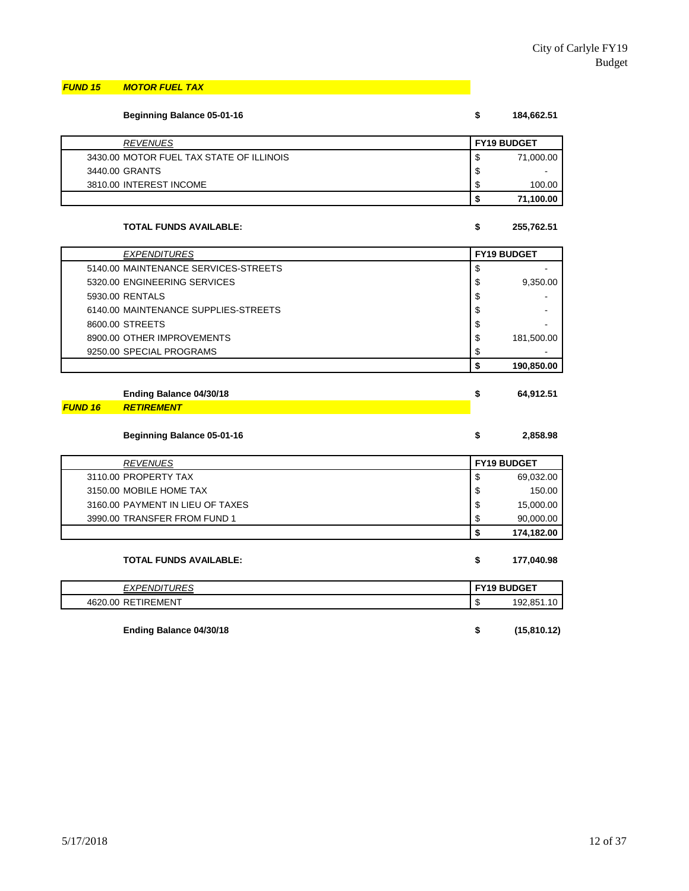## *FUND 15* *MOTOR FUEL TAX*

**Beginning Balance 05-01-16** **$ 184,662.51**

| *REVENUES* | **FY19 BUDGET** |
|---|---|
| 3430.00 MOTOR FUEL TAX STATE OF ILLINOIS | $ 71,000.00 |
| 3440.00 GRANTS | $ - |
| 3810.00 INTEREST INCOME | $ 100.00 |
| | **$ 71,100.00** |

**TOTAL FUNDS AVAILABLE:** **$ 255,762.51**

| *EXPENDITURES* | **FY19 BUDGET** |
|---|---|
| 5140.00 MAINTENANCE SERVICES-STREETS | $ - |
| 5320.00 ENGINEERING SERVICES | $ 9,350.00 |
| 5930.00 RENTALS | $ - |
| 6140.00 MAINTENANCE SUPPLIES-STREETS | $ - |
| 8600.00 STREETS | $ - |
| 8900.00 OTHER IMPROVEMENTS | $ 181,500.00 |
| 9250.00 SPECIAL PROGRAMS | $ - |
| | **$ 190,850.00** |

**Ending Balance 04/30/18** **$ 64,912.51**

## *FUND 16* *RETIREMENT*

**Beginning Balance 05-01-16** **$ 2,858.98**

| *REVENUES* | **FY19 BUDGET** |
|---|---|
| 3110.00 PROPERTY TAX | $ 69,032.00 |
| 3150.00 MOBILE HOME TAX | $ 150.00 |
| 3160.00 PAYMENT IN LIEU OF TAXES | $ 15,000.00 |
| 3990.00 TRANSFER FROM FUND 1 | $ 90,000.00 |
| | **$ 174,182.00** |

**TOTAL FUNDS AVAILABLE:** **$ 177,040.98**

| *EXPENDITURES* | **FY19 BUDGET** |
|---|---|
| 4620.00 RETIREMENT | $ 192,851.10 |

**Ending Balance 04/30/18** **$ (15,810.12)**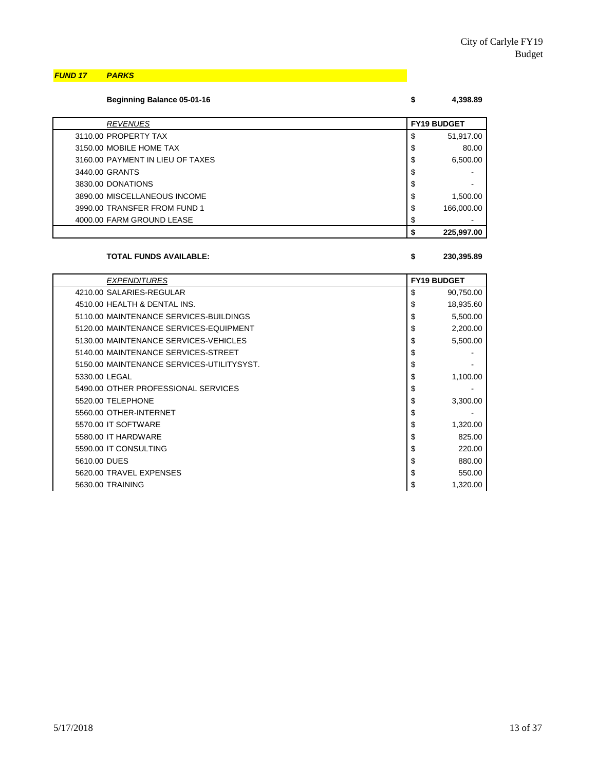## *FUND 17 PARKS*

**Beginning Balance 05-01-16** **$ 4,398.89**

| *REVENUES* | FY19 BUDGET |
|---|---|
| 3110.00 PROPERTY TAX | $ 51,917.00 |
| 3150.00 MOBILE HOME TAX | $ 80.00 |
| 3160.00 PAYMENT IN LIEU OF TAXES | $ 6,500.00 |
| 3440.00 GRANTS | $ - |
| 3830.00 DONATIONS | $ - |
| 3890.00 MISCELLANEOUS INCOME | $ 1,500.00 |
| 3990.00 TRANSFER FROM FUND 1 | $ 166,000.00 |
| 4000.00 FARM GROUND LEASE | $ - |
| | **$ 225,997.00** |

**TOTAL FUNDS AVAILABLE:** **$ 230,395.89**

| *EXPENDITURES* | FY19 BUDGET |
|---|---|
| 4210.00 SALARIES-REGULAR | $ 90,750.00 |
| 4510.00 HEALTH & DENTAL INS. | $ 18,935.60 |
| 5110.00 MAINTENANCE SERVICES-BUILDINGS | $ 5,500.00 |
| 5120.00 MAINTENANCE SERVICES-EQUIPMENT | $ 2,200.00 |
| 5130.00 MAINTENANCE SERVICES-VEHICLES | $ 5,500.00 |
| 5140.00 MAINTENANCE SERVICES-STREET | $ - |
| 5150.00 MAINTENANCE SERVICES-UTILITYSYST. | $ - |
| 5330.00 LEGAL | $ 1,100.00 |
| 5490.00 OTHER PROFESSIONAL SERVICES | $ - |
| 5520.00 TELEPHONE | $ 3,300.00 |
| 5560.00 OTHER-INTERNET | $ - |
| 5570.00 IT SOFTWARE | $ 1,320.00 |
| 5580.00 IT HARDWARE | $ 825.00 |
| 5590.00 IT CONSULTING | $ 220.00 |
| 5610.00 DUES | $ 880.00 |
| 5620.00 TRAVEL EXPENSES | $ 550.00 |
| 5630.00 TRAINING | $ 1,320.00 |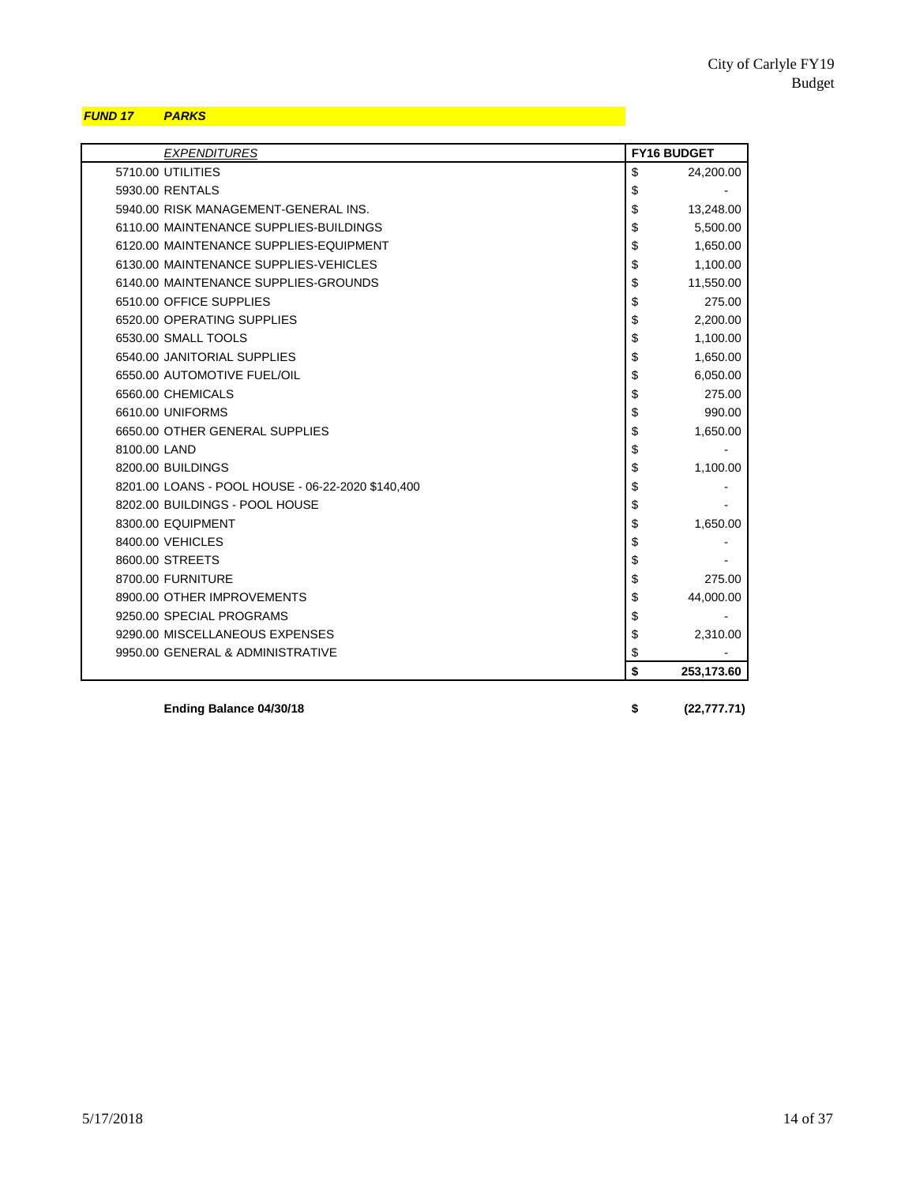***FUND 17 PARKS***

| *EXPENDITURES* | FY16 BUDGET |
|---|---|
| 5710.00 UTILITIES | $ 24,200.00 |
| 5930.00 RENTALS | $ - |
| 5940.00 RISK MANAGEMENT-GENERAL INS. | $ 13,248.00 |
| 6110.00 MAINTENANCE SUPPLIES-BUILDINGS | $ 5,500.00 |
| 6120.00 MAINTENANCE SUPPLIES-EQUIPMENT | $ 1,650.00 |
| 6130.00 MAINTENANCE SUPPLIES-VEHICLES | $ 1,100.00 |
| 6140.00 MAINTENANCE SUPPLIES-GROUNDS | $ 11,550.00 |
| 6510.00 OFFICE SUPPLIES | $ 275.00 |
| 6520.00 OPERATING SUPPLIES | $ 2,200.00 |
| 6530.00 SMALL TOOLS | $ 1,100.00 |
| 6540.00 JANITORIAL SUPPLIES | $ 1,650.00 |
| 6550.00 AUTOMOTIVE FUEL/OIL | $ 6,050.00 |
| 6560.00 CHEMICALS | $ 275.00 |
| 6610.00 UNIFORMS | $ 990.00 |
| 6650.00 OTHER GENERAL SUPPLIES | $ 1,650.00 |
| 8100.00 LAND | $ - |
| 8200.00 BUILDINGS | $ 1,100.00 |
| 8201.00 LOANS - POOL HOUSE - 06-22-2020 $140,400 | $ - |
| 8202.00 BUILDINGS - POOL HOUSE | $ - |
| 8300.00 EQUIPMENT | $ 1,650.00 |
| 8400.00 VEHICLES | $ - |
| 8600.00 STREETS | $ - |
| 8700.00 FURNITURE | $ 275.00 |
| 8900.00 OTHER IMPROVEMENTS | $ 44,000.00 |
| 9250.00 SPECIAL PROGRAMS | $ - |
| 9290.00 MISCELLANEOUS EXPENSES | $ 2,310.00 |
| 9950.00 GENERAL & ADMINISTRATIVE | $ - |
| | **$ 253,173.60** |

**Ending Balance 04/30/18** **$ (22,777.71)**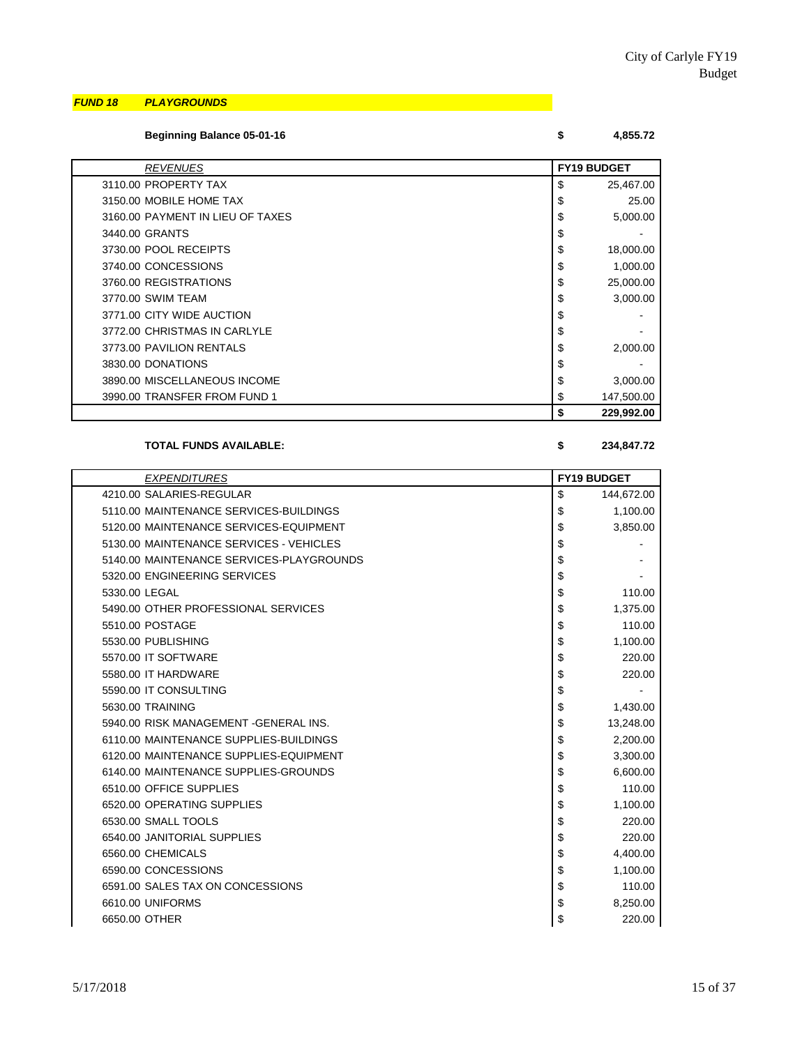***FUND 18 PLAYGROUNDS***

**Beginning Balance 05-01-16** **$ 4,855.72**

| *REVENUES* | FY19 BUDGET |
|---|---|
| 3110.00 PROPERTY TAX | $ 25,467.00 |
| 3150.00 MOBILE HOME TAX | $ 25.00 |
| 3160.00 PAYMENT IN LIEU OF TAXES | $ 5,000.00 |
| 3440.00 GRANTS | $ - |
| 3730.00 POOL RECEIPTS | $ 18,000.00 |
| 3740.00 CONCESSIONS | $ 1,000.00 |
| 3760.00 REGISTRATIONS | $ 25,000.00 |
| 3770.00 SWIM TEAM | $ 3,000.00 |
| 3771.00 CITY WIDE AUCTION | $ - |
| 3772.00 CHRISTMAS IN CARLYLE | $ - |
| 3773.00 PAVILION RENTALS | $ 2,000.00 |
| 3830.00 DONATIONS | $ - |
| 3890.00 MISCELLANEOUS INCOME | $ 3,000.00 |
| 3990.00 TRANSFER FROM FUND 1 | $ 147,500.00 |
| | **$ 229,992.00** |

**TOTAL FUNDS AVAILABLE:** **$ 234,847.72**

| *EXPENDITURES* | FY19 BUDGET |
|---|---|
| 4210.00 SALARIES-REGULAR | $ 144,672.00 |
| 5110.00 MAINTENANCE SERVICES-BUILDINGS | $ 1,100.00 |
| 5120.00 MAINTENANCE SERVICES-EQUIPMENT | $ 3,850.00 |
| 5130.00 MAINTENANCE SERVICES - VEHICLES | $ - |
| 5140.00 MAINTENANCE SERVICES-PLAYGROUNDS | $ - |
| 5320.00 ENGINEERING SERVICES | $ - |
| 5330.00 LEGAL | $ 110.00 |
| 5490.00 OTHER PROFESSIONAL SERVICES | $ 1,375.00 |
| 5510.00 POSTAGE | $ 110.00 |
| 5530.00 PUBLISHING | $ 1,100.00 |
| 5570.00 IT SOFTWARE | $ 220.00 |
| 5580.00 IT HARDWARE | $ 220.00 |
| 5590.00 IT CONSULTING | $ - |
| 5630.00 TRAINING | $ 1,430.00 |
| 5940.00 RISK MANAGEMENT -GENERAL INS. | $ 13,248.00 |
| 6110.00 MAINTENANCE SUPPLIES-BUILDINGS | $ 2,200.00 |
| 6120.00 MAINTENANCE SUPPLIES-EQUIPMENT | $ 3,300.00 |
| 6140.00 MAINTENANCE SUPPLIES-GROUNDS | $ 6,600.00 |
| 6510.00 OFFICE SUPPLIES | $ 110.00 |
| 6520.00 OPERATING SUPPLIES | $ 1,100.00 |
| 6530.00 SMALL TOOLS | $ 220.00 |
| 6540.00 JANITORIAL SUPPLIES | $ 220.00 |
| 6560.00 CHEMICALS | $ 4,400.00 |
| 6590.00 CONCESSIONS | $ 1,100.00 |
| 6591.00 SALES TAX ON CONCESSIONS | $ 110.00 |
| 6610.00 UNIFORMS | $ 8,250.00 |
| 6650.00 OTHER | $ 220.00 |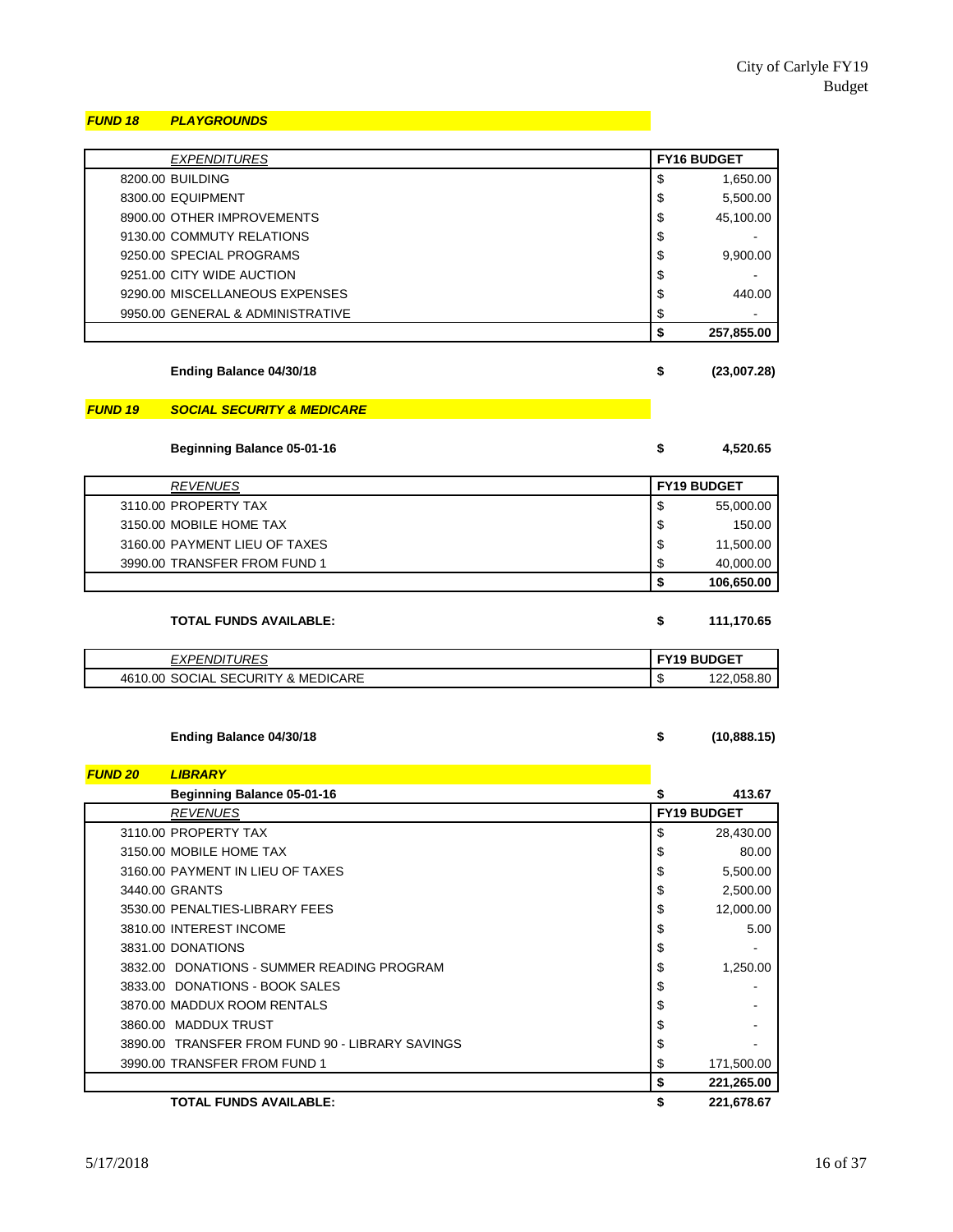## FUND 18 PLAYGROUNDS

| EXPENDITURES | FY16 BUDGET |
|---|---|
| 8200.00 BUILDING | $ 1,650.00 |
| 8300.00 EQUIPMENT | $ 5,500.00 |
| 8900.00 OTHER IMPROVEMENTS | $ 45,100.00 |
| 9130.00 COMMUTY RELATIONS | $ - |
| 9250.00 SPECIAL PROGRAMS | $ 9,900.00 |
| 9251.00 CITY WIDE AUCTION | $ - |
| 9290.00 MISCELLANEOUS EXPENSES | $ 440.00 |
| 9950.00 GENERAL & ADMINISTRATIVE | $ - |
| | **$ 257,855.00** |

**Ending Balance 04/30/18** **$ (23,007.28)**

## FUND 19 SOCIAL SECURITY & MEDICARE

**Beginning Balance 05-01-16** **$ 4,520.65**

| REVENUES | FY19 BUDGET |
|---|---|
| 3110.00 PROPERTY TAX | $ 55,000.00 |
| 3150.00 MOBILE HOME TAX | $ 150.00 |
| 3160.00 PAYMENT LIEU OF TAXES | $ 11,500.00 |
| 3990.00 TRANSFER FROM FUND 1 | $ 40,000.00 |
| | **$ 106,650.00** |

**TOTAL FUNDS AVAILABLE:** **$ 111,170.65**

| EXPENDITURES | FY19 BUDGET |
|---|---|
| 4610.00 SOCIAL SECURITY & MEDICARE | $ 122,058.80 |

**Ending Balance 04/30/18** **$ (10,888.15)**

## FUND 20 LIBRARY

**Beginning Balance 05-01-16** **$ 413.67**

| REVENUES | FY19 BUDGET |
|---|---|
| 3110.00 PROPERTY TAX | $ 28,430.00 |
| 3150.00 MOBILE HOME TAX | $ 80.00 |
| 3160.00 PAYMENT IN LIEU OF TAXES | $ 5,500.00 |
| 3440.00 GRANTS | $ 2,500.00 |
| 3530.00 PENALTIES-LIBRARY FEES | $ 12,000.00 |
| 3810.00 INTEREST INCOME | $ 5.00 |
| 3831.00 DONATIONS | $ - |
| 3832.00 DONATIONS - SUMMER READING PROGRAM | $ 1,250.00 |
| 3833.00 DONATIONS - BOOK SALES | $ - |
| 3870.00 MADDUX ROOM RENTALS | $ - |
| 3860.00 MADDUX TRUST | $ - |
| 3890.00 TRANSFER FROM FUND 90 - LIBRARY SAVINGS | $ - |
| 3990.00 TRANSFER FROM FUND 1 | $ 171,500.00 |
| | **$ 221,265.00** |

**TOTAL FUNDS AVAILABLE:** **$ 221,678.67**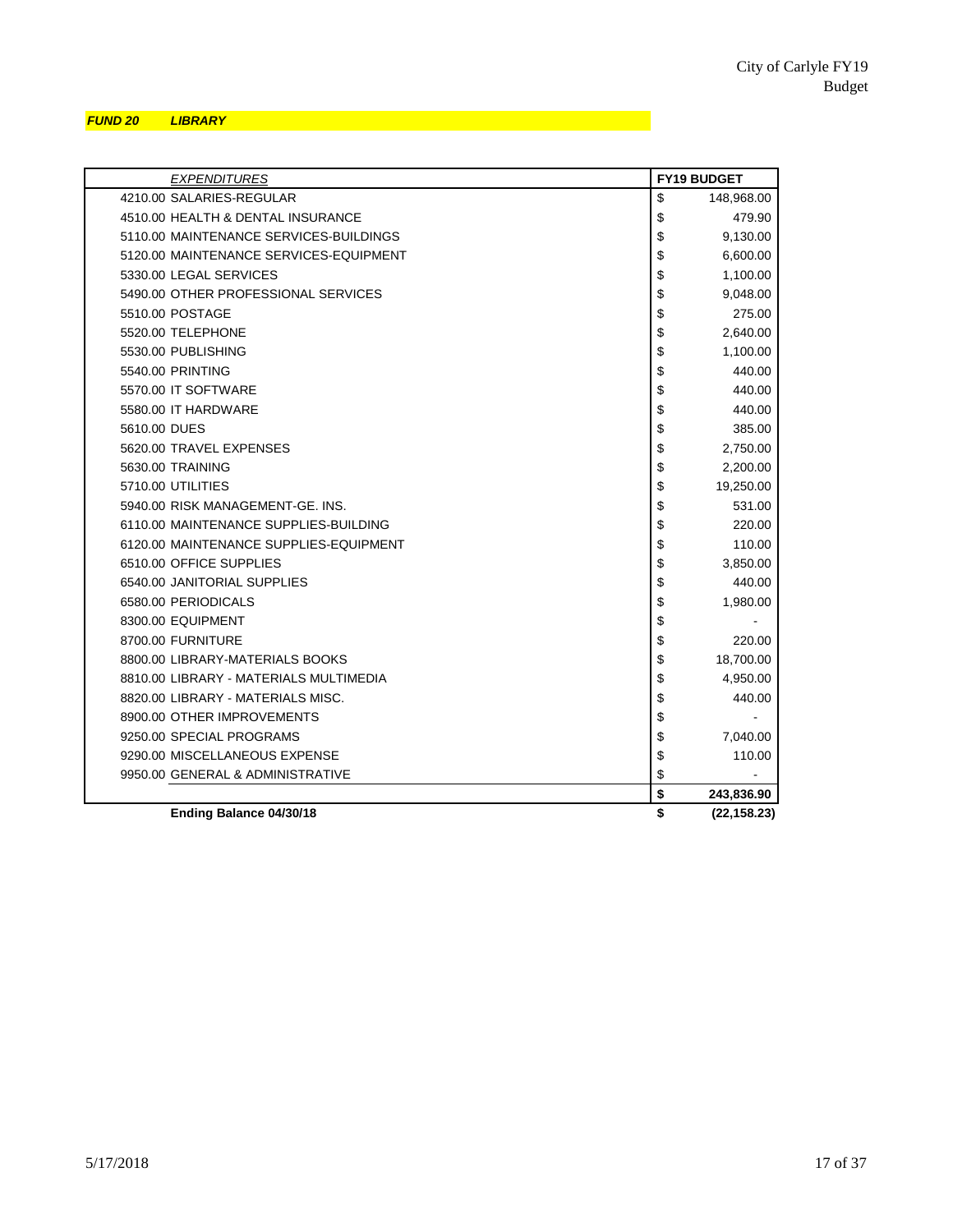**_FUND 20 LIBRARY_**

| *EXPENDITURES* | FY19 BUDGET |
|---|---|
| 4210.00 SALARIES-REGULAR | $ 148,968.00 |
| 4510.00 HEALTH & DENTAL INSURANCE | $ 479.90 |
| 5110.00 MAINTENANCE SERVICES-BUILDINGS | $ 9,130.00 |
| 5120.00 MAINTENANCE SERVICES-EQUIPMENT | $ 6,600.00 |
| 5330.00 LEGAL SERVICES | $ 1,100.00 |
| 5490.00 OTHER PROFESSIONAL SERVICES | $ 9,048.00 |
| 5510.00 POSTAGE | $ 275.00 |
| 5520.00 TELEPHONE | $ 2,640.00 |
| 5530.00 PUBLISHING | $ 1,100.00 |
| 5540.00 PRINTING | $ 440.00 |
| 5570.00 IT SOFTWARE | $ 440.00 |
| 5580.00 IT HARDWARE | $ 440.00 |
| 5610.00 DUES | $ 385.00 |
| 5620.00 TRAVEL EXPENSES | $ 2,750.00 |
| 5630.00 TRAINING | $ 2,200.00 |
| 5710.00 UTILITIES | $ 19,250.00 |
| 5940.00 RISK MANAGEMENT-GE. INS. | $ 531.00 |
| 6110.00 MAINTENANCE SUPPLIES-BUILDING | $ 220.00 |
| 6120.00 MAINTENANCE SUPPLIES-EQUIPMENT | $ 110.00 |
| 6510.00 OFFICE SUPPLIES | $ 3,850.00 |
| 6540.00 JANITORIAL SUPPLIES | $ 440.00 |
| 6580.00 PERIODICALS | $ 1,980.00 |
| 8300.00 EQUIPMENT | $ - |
| 8700.00 FURNITURE | $ 220.00 |
| 8800.00 LIBRARY-MATERIALS BOOKS | $ 18,700.00 |
| 8810.00 LIBRARY - MATERIALS MULTIMEDIA | $ 4,950.00 |
| 8820.00 LIBRARY - MATERIALS MISC. | $ 440.00 |
| 8900.00 OTHER IMPROVEMENTS | $ - |
| 9250.00 SPECIAL PROGRAMS | $ 7,040.00 |
| 9290.00 MISCELLANEOUS EXPENSE | $ 110.00 |
| 9950.00 GENERAL & ADMINISTRATIVE | $ - |
| | **$ 243,836.90** |
| **Ending Balance 04/30/18** | **$ (22,158.23)** |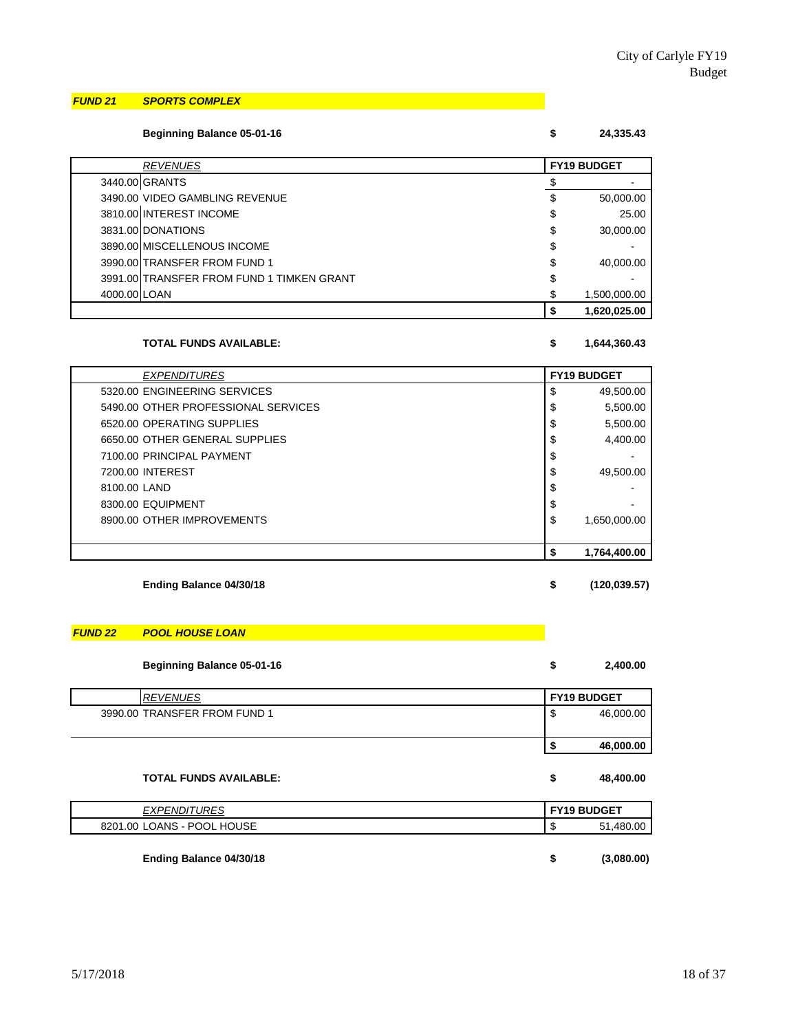City of Carlyle FY19 Budget

## *FUND 21 SPORTS COMPLEX*

**Beginning Balance 05-01-16** **$ 24,335.43**

| | *REVENUES* | FY19 BUDGET |
|---|---|---|
| 3440.00 | GRANTS | $ - |
| 3490.00 | VIDEO GAMBLING REVENUE | $ 50,000.00 |
| 3810.00 | INTEREST INCOME | $ 25.00 |
| 3831.00 | DONATIONS | $ 30,000.00 |
| 3890.00 | MISCELLENOUS INCOME | $ - |
| 3990.00 | TRANSFER FROM FUND 1 | $ 40,000.00 |
| 3991.00 | TRANSFER FROM FUND 1 TIMKEN GRANT | $ - |
| 4000.00 | LOAN | $ 1,500,000.00 |
| | | **$ 1,620,025.00** |

**TOTAL FUNDS AVAILABLE:** **$ 1,644,360.43**

| | *EXPENDITURES* | FY19 BUDGET |
|---|---|---|
| 5320.00 | ENGINEERING SERVICES | $ 49,500.00 |
| 5490.00 | OTHER PROFESSIONAL SERVICES | $ 5,500.00 |
| 6520.00 | OPERATING SUPPLIES | $ 5,500.00 |
| 6650.00 | OTHER GENERAL SUPPLIES | $ 4,400.00 |
| 7100.00 | PRINCIPAL PAYMENT | $ - |
| 7200.00 | INTEREST | $ 49,500.00 |
| 8100.00 | LAND | $ - |
| 8300.00 | EQUIPMENT | $ - |
| 8900.00 | OTHER IMPROVEMENTS | $ 1,650,000.00 |
| | | **$ 1,764,400.00** |

**Ending Balance 04/30/18** **$ (120,039.57)**

## *FUND 22 POOL HOUSE LOAN*

**Beginning Balance 05-01-16** **$ 2,400.00**

| | *REVENUES* | FY19 BUDGET |
|---|---|---|
| 3990.00 | TRANSFER FROM FUND 1 | $ 46,000.00 |
| | | **$ 46,000.00** |

**TOTAL FUNDS AVAILABLE:** **$ 48,400.00**

| | *EXPENDITURES* | FY19 BUDGET |
|---|---|---|
| 8201.00 | LOANS - POOL HOUSE | $ 51,480.00 |

**Ending Balance 04/30/18** **$ (3,080.00)**

5/17/2018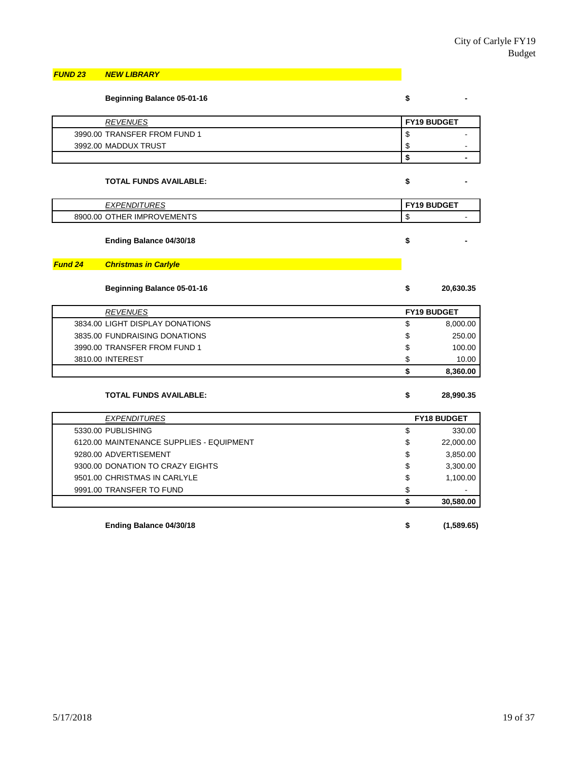## *FUND 23 NEW LIBRARY*

**Beginning Balance 05-01-16** **$ -**

| *REVENUES* | FY19 BUDGET |
|---|---|
| 3990.00 TRANSFER FROM FUND 1 | $ - |
| 3992.00 MADDUX TRUST | $ - |
| | **$ -** |

**TOTAL FUNDS AVAILABLE:** **$ -**

| *EXPENDITURES* | FY19 BUDGET |
|---|---|
| 8900.00 OTHER IMPROVEMENTS | $ - |

**Ending Balance 04/30/18** **$ -**

## *Fund 24 Christmas in Carlyle*

**Beginning Balance 05-01-16** **$ 20,630.35**

| *REVENUES* | FY19 BUDGET |
|---|---|
| 3834.00 LIGHT DISPLAY DONATIONS | $ 8,000.00 |
| 3835.00 FUNDRAISING DONATIONS | $ 250.00 |
| 3990.00 TRANSFER FROM FUND 1 | $ 100.00 |
| 3810.00 INTEREST | $ 10.00 |
| | **$ 8,360.00** |

**TOTAL FUNDS AVAILABLE:** **$ 28,990.35**

| *EXPENDITURES* | FY18 BUDGET |
|---|---|
| 5330.00 PUBLISHING | $ 330.00 |
| 6120.00 MAINTENANCE SUPPLIES - EQUIPMENT | $ 22,000.00 |
| 9280.00 ADVERTISEMENT | $ 3,850.00 |
| 9300.00 DONATION TO CRAZY EIGHTS | $ 3,300.00 |
| 9501.00 CHRISTMAS IN CARLYLE | $ 1,100.00 |
| 9991.00 TRANSFER TO FUND | $ - |
| | **$ 30,580.00** |

**Ending Balance 04/30/18** **$ (1,589.65)**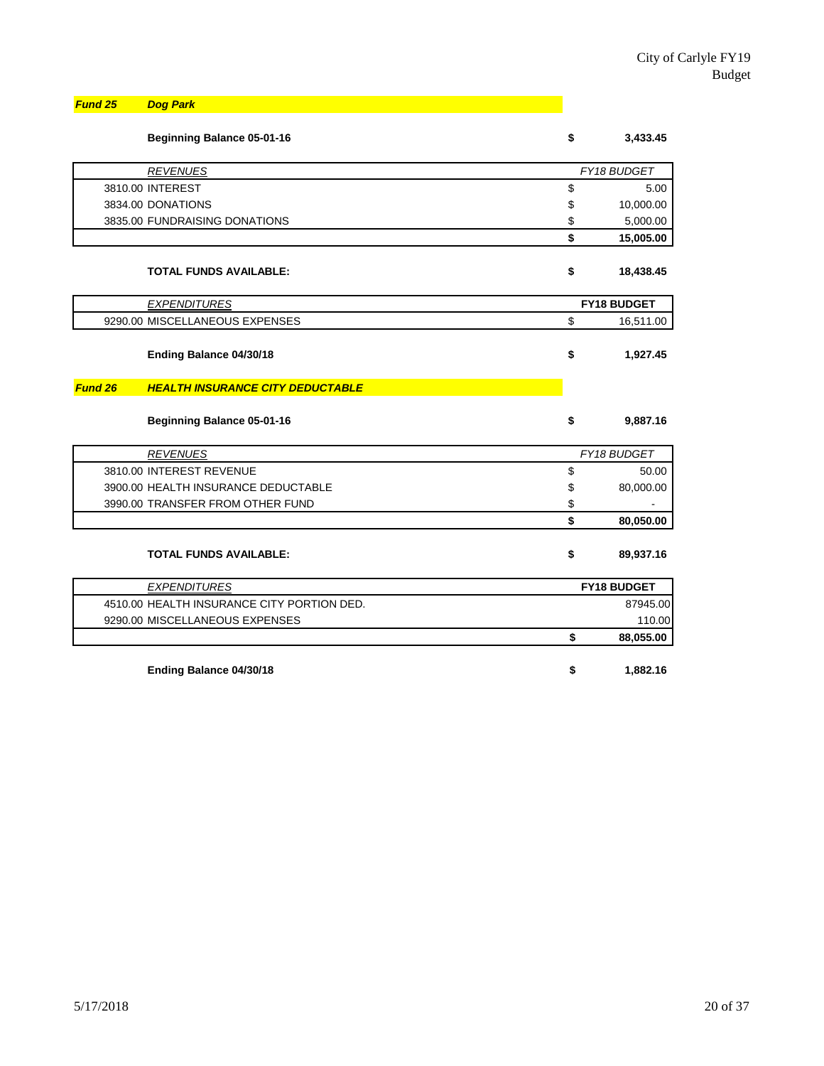## Fund 25 Dog Park

**Beginning Balance 05-01-16** **$ 3,433.45**

| *REVENUES* | | *FY18 BUDGET* |
|---|---|---|
| 3810.00 | INTEREST | $ 5.00 |
| 3834.00 | DONATIONS | $ 10,000.00 |
| 3835.00 | FUNDRAISING DONATIONS | $ 5,000.00 |
| | | **$ 15,005.00** |

**TOTAL FUNDS AVAILABLE:** **$ 18,438.45**

| *EXPENDITURES* | | **FY18 BUDGET** |
|---|---|---|
| 9290.00 | MISCELLANEOUS EXPENSES | $ 16,511.00 |

**Ending Balance 04/30/18** **$ 1,927.45**

## Fund 26 HEALTH INSURANCE CITY DEDUCTABLE

**Beginning Balance 05-01-16** **$ 9,887.16**

| *REVENUES* | | *FY18 BUDGET* |
|---|---|---|
| 3810.00 | INTEREST REVENUE | $ 50.00 |
| 3900.00 | HEALTH INSURANCE DEDUCTABLE | $ 80,000.00 |
| 3990.00 | TRANSFER FROM OTHER FUND | $ - |
| | | **$ 80,050.00** |

**TOTAL FUNDS AVAILABLE:** **$ 89,937.16**

| *EXPENDITURES* | | **FY18 BUDGET** |
|---|---|---|
| 4510.00 | HEALTH INSURANCE CITY PORTION DED. | 87945.00 |
| 9290.00 | MISCELLANEOUS EXPENSES | 110.00 |
| | | **$ 88,055.00** |

**Ending Balance 04/30/18** **$ 1,882.16**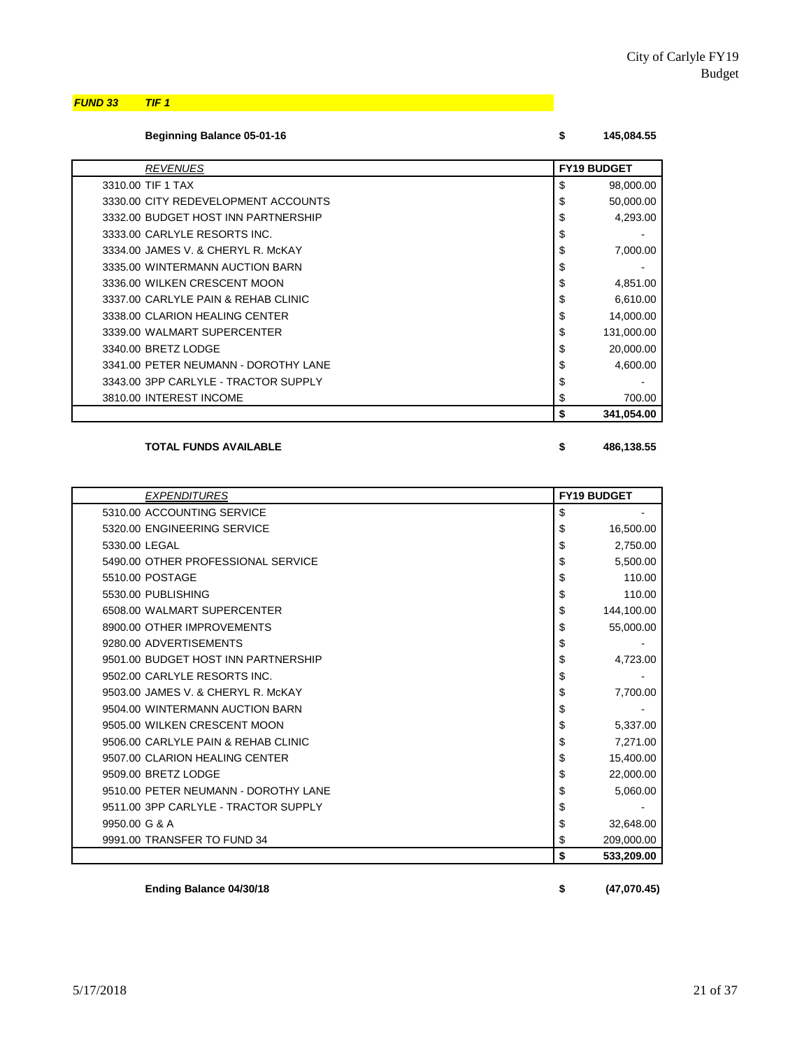**FUND 33** ***TIF 1***

**Beginning Balance 05-01-16** **$ 145,084.55**

| *REVENUES* | FY19 BUDGET |
|---|---|
| 3310.00 TIF 1 TAX | $ 98,000.00 |
| 3330.00 CITY REDEVELOPMENT ACCOUNTS | $ 50,000.00 |
| 3332.00 BUDGET HOST INN PARTNERSHIP | $ 4,293.00 |
| 3333.00 CARLYLE RESORTS INC. | $ - |
| 3334.00 JAMES V. & CHERYL R. McKAY | $ 7,000.00 |
| 3335.00 WINTERMANN AUCTION BARN | $ - |
| 3336.00 WILKEN CRESCENT MOON | $ 4,851.00 |
| 3337.00 CARLYLE PAIN & REHAB CLINIC | $ 6,610.00 |
| 3338.00 CLARION HEALING CENTER | $ 14,000.00 |
| 3339.00 WALMART SUPERCENTER | $ 131,000.00 |
| 3340.00 BRETZ LODGE | $ 20,000.00 |
| 3341.00 PETER NEUMANN - DOROTHY LANE | $ 4,600.00 |
| 3343.00 3PP CARLYLE - TRACTOR SUPPLY | $ - |
| 3810.00 INTEREST INCOME | $ 700.00 |
| | **$ 341,054.00** |

**TOTAL FUNDS AVAILABLE** **$ 486,138.55**

| *EXPENDITURES* | FY19 BUDGET |
|---|---|
| 5310.00 ACCOUNTING SERVICE | $ - |
| 5320.00 ENGINEERING SERVICE | $ 16,500.00 |
| 5330.00 LEGAL | $ 2,750.00 |
| 5490.00 OTHER PROFESSIONAL SERVICE | $ 5,500.00 |
| 5510.00 POSTAGE | $ 110.00 |
| 5530.00 PUBLISHING | $ 110.00 |
| 6508.00 WALMART SUPERCENTER | $ 144,100.00 |
| 8900.00 OTHER IMPROVEMENTS | $ 55,000.00 |
| 9280.00 ADVERTISEMENTS | $ - |
| 9501.00 BUDGET HOST INN PARTNERSHIP | $ 4,723.00 |
| 9502.00 CARLYLE RESORTS INC. | $ - |
| 9503.00 JAMES V. & CHERYL R. McKAY | $ 7,700.00 |
| 9504.00 WINTERMANN AUCTION BARN | $ - |
| 9505.00 WILKEN CRESCENT MOON | $ 5,337.00 |
| 9506.00 CARLYLE PAIN & REHAB CLINIC | $ 7,271.00 |
| 9507.00 CLARION HEALING CENTER | $ 15,400.00 |
| 9509.00 BRETZ LODGE | $ 22,000.00 |
| 9510.00 PETER NEUMANN - DOROTHY LANE | $ 5,060.00 |
| 9511.00 3PP CARLYLE - TRACTOR SUPPLY | $ - |
| 9950.00 G & A | $ 32,648.00 |
| 9991.00 TRANSFER TO FUND 34 | $ 209,000.00 |
| | **$ 533,209.00** |

**Ending Balance 04/30/18** **$ (47,070.45)**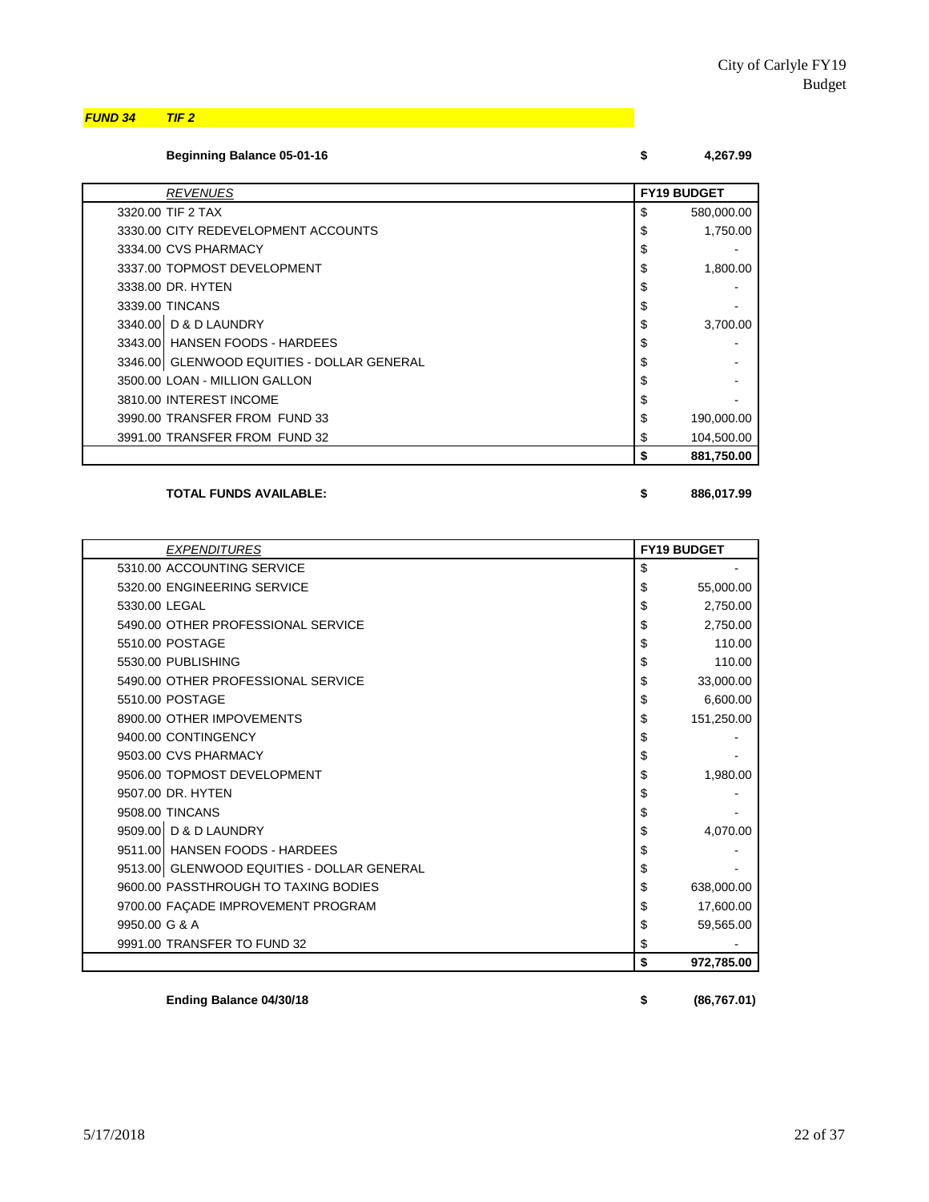**FUND 34** ***TIF 2***

**Beginning Balance 05-01-16** **$ 4,267.99**

| REVENUES | FY19 BUDGET |
|---|---|
| 3320.00 TIF 2 TAX | $ 580,000.00 |
| 3330.00 CITY REDEVELOPMENT ACCOUNTS | $ 1,750.00 |
| 3334.00 CVS PHARMACY | $ - |
| 3337.00 TOPMOST DEVELOPMENT | $ 1,800.00 |
| 3338.00 DR. HYTEN | $ - |
| 3339.00 TINCANS | $ - |
| 3340.00 D & D LAUNDRY | $ 3,700.00 |
| 3343.00 HANSEN FOODS - HARDEES | $ - |
| 3346.00 GLENWOOD EQUITIES - DOLLAR GENERAL | $ - |
| 3500.00 LOAN - MILLION GALLON | $ - |
| 3810.00 INTEREST INCOME | $ - |
| 3990.00 TRANSFER FROM FUND 33 | $ 190,000.00 |
| 3991.00 TRANSFER FROM FUND 32 | $ 104,500.00 |
| | **$ 881,750.00** |

**TOTAL FUNDS AVAILABLE:** **$ 886,017.99**

| EXPENDITURES | FY19 BUDGET |
|---|---|
| 5310.00 ACCOUNTING SERVICE | $ - |
| 5320.00 ENGINEERING SERVICE | $ 55,000.00 |
| 5330.00 LEGAL | $ 2,750.00 |
| 5490.00 OTHER PROFESSIONAL SERVICE | $ 2,750.00 |
| 5510.00 POSTAGE | $ 110.00 |
| 5530.00 PUBLISHING | $ 110.00 |
| 5490.00 OTHER PROFESSIONAL SERVICE | $ 33,000.00 |
| 5510.00 POSTAGE | $ 6,600.00 |
| 8900.00 OTHER IMPOVEMENTS | $ 151,250.00 |
| 9400.00 CONTINGENCY | $ - |
| 9503.00 CVS PHARMACY | $ - |
| 9506.00 TOPMOST DEVELOPMENT | $ 1,980.00 |
| 9507.00 DR. HYTEN | $ - |
| 9508.00 TINCANS | $ - |
| 9509.00 D & D LAUNDRY | $ 4,070.00 |
| 9511.00 HANSEN FOODS - HARDEES | $ - |
| 9513.00 GLENWOOD EQUITIES - DOLLAR GENERAL | $ - |
| 9600.00 PASSTHROUGH TO TAXING BODIES | $ 638,000.00 |
| 9700.00 FAÇADE IMPROVEMENT PROGRAM | $ 17,600.00 |
| 9950.00 G & A | $ 59,565.00 |
| 9991.00 TRANSFER TO FUND 32 | $ - |
| | **$ 972,785.00** |

**Ending Balance 04/30/18** **$ (86,767.01)**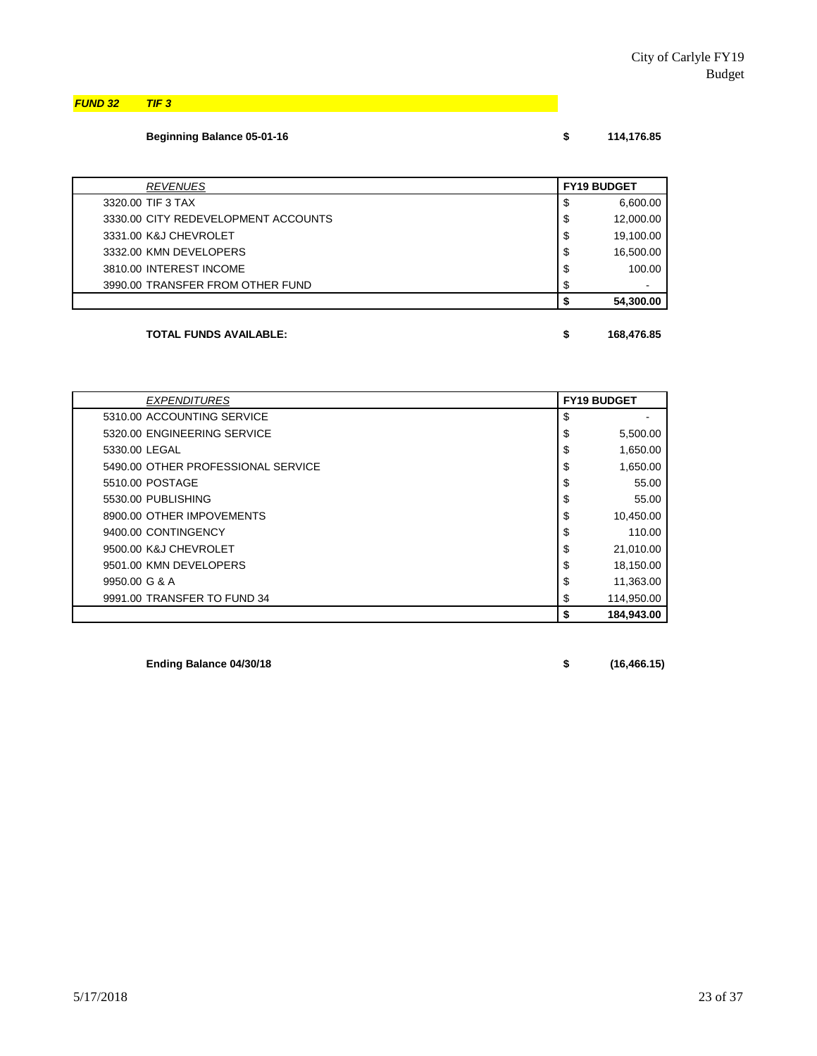City of Carlyle FY19 Budget

***FUND 32 TIF 3***

**Beginning Balance 05-01-16** **$ 114,176.85**

| *REVENUES* | **FY19 BUDGET** |
|---|---|
| 3320.00 TIF 3 TAX | $ 6,600.00 |
| 3330.00 CITY REDEVELOPMENT ACCOUNTS | $ 12,000.00 |
| 3331.00 K&J CHEVROLET | $ 19,100.00 |
| 3332.00 KMN DEVELOPERS | $ 16,500.00 |
| 3810.00 INTEREST INCOME | $ 100.00 |
| 3990.00 TRANSFER FROM OTHER FUND | $ - |
| | **$ 54,300.00** |

**TOTAL FUNDS AVAILABLE:** **$ 168,476.85**

| *EXPENDITURES* | **FY19 BUDGET** |
|---|---|
| 5310.00 ACCOUNTING SERVICE | $ - |
| 5320.00 ENGINEERING SERVICE | $ 5,500.00 |
| 5330.00 LEGAL | $ 1,650.00 |
| 5490.00 OTHER PROFESSIONAL SERVICE | $ 1,650.00 |
| 5510.00 POSTAGE | $ 55.00 |
| 5530.00 PUBLISHING | $ 55.00 |
| 8900.00 OTHER IMPOVEMENTS | $ 10,450.00 |
| 9400.00 CONTINGENCY | $ 110.00 |
| 9500.00 K&J CHEVROLET | $ 21,010.00 |
| 9501.00 KMN DEVELOPERS | $ 18,150.00 |
| 9950.00 G & A | $ 11,363.00 |
| 9991.00 TRANSFER TO FUND 34 | $ 114,950.00 |
| | **$ 184,943.00** |

**Ending Balance 04/30/18** **$ (16,466.15)**

5/17/2018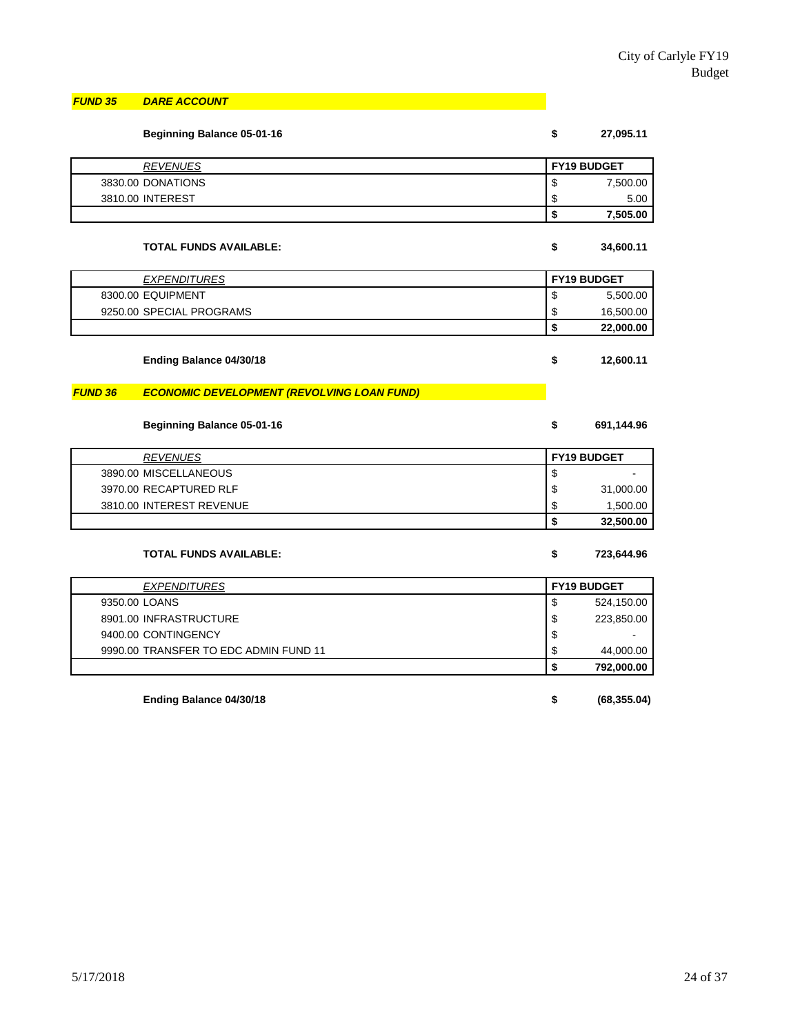## *FUND 35 DARE ACCOUNT*

**Beginning Balance 05-01-16** **$ 27,095.11**

| *REVENUES* | **FY19 BUDGET** |
|---|---|
| 3830.00 DONATIONS | $ 7,500.00 |
| 3810.00 INTEREST | $ 5.00 |
| | **$ 7,505.00** |

**TOTAL FUNDS AVAILABLE:** **$ 34,600.11**

| *EXPENDITURES* | **FY19 BUDGET** |
|---|---|
| 8300.00 EQUIPMENT | $ 5,500.00 |
| 9250.00 SPECIAL PROGRAMS | $ 16,500.00 |
| | **$ 22,000.00** |

**Ending Balance 04/30/18** **$ 12,600.11**

## *FUND 36 ECONOMIC DEVELOPMENT (REVOLVING LOAN FUND)*

**Beginning Balance 05-01-16** **$ 691,144.96**

| *REVENUES* | **FY19 BUDGET** |
|---|---|
| 3890.00 MISCELLANEOUS | $ - |
| 3970.00 RECAPTURED RLF | $ 31,000.00 |
| 3810.00 INTEREST REVENUE | $ 1,500.00 |
| | **$ 32,500.00** |

**TOTAL FUNDS AVAILABLE:** **$ 723,644.96**

| *EXPENDITURES* | **FY19 BUDGET** |
|---|---|
| 9350.00 LOANS | $ 524,150.00 |
| 8901.00 INFRASTRUCTURE | $ 223,850.00 |
| 9400.00 CONTINGENCY | $ - |
| 9990.00 TRANSFER TO EDC ADMIN FUND 11 | $ 44,000.00 |
| | **$ 792,000.00** |

**Ending Balance 04/30/18** **$ (68,355.04)**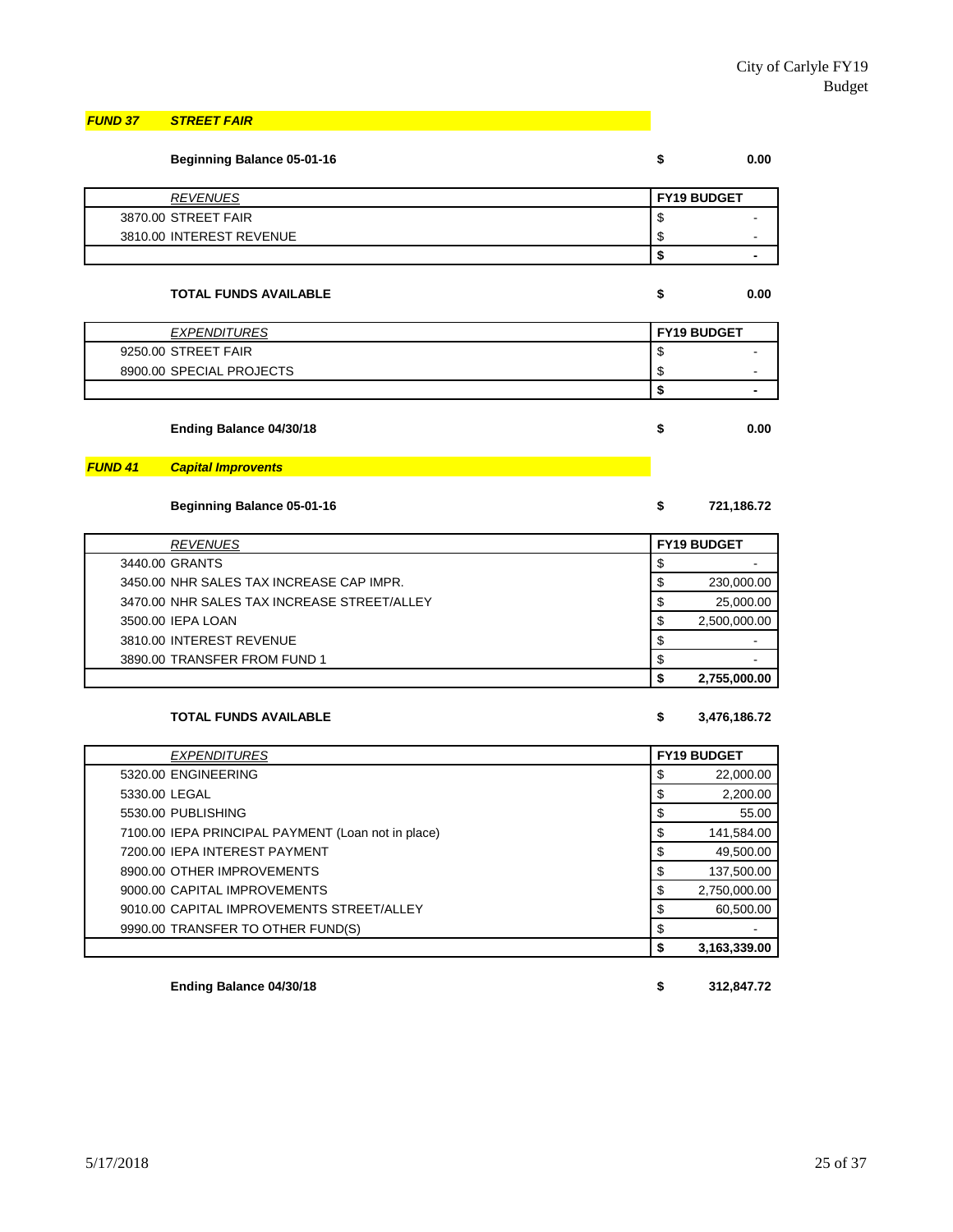## *FUND 37* *STREET FAIR*

**Beginning Balance 05-01-16** **$ 0.00**

| *REVENUES* | FY19 BUDGET |
|---|---|
| 3870.00 STREET FAIR | $ - |
| 3810.00 INTEREST REVENUE | $ - |
| | **$ -** |

**TOTAL FUNDS AVAILABLE** **$ 0.00**

| *EXPENDITURES* | FY19 BUDGET |
|---|---|
| 9250.00 STREET FAIR | $ - |
| 8900.00 SPECIAL PROJECTS | $ - |
| | **$ -** |

**Ending Balance 04/30/18** **$ 0.00**

## *FUND 41* *Capital Improvents*

**Beginning Balance 05-01-16** **$ 721,186.72**

| *REVENUES* | FY19 BUDGET |
|---|---|
| 3440.00 GRANTS | $ - |
| 3450.00 NHR SALES TAX INCREASE CAP IMPR. | $ 230,000.00 |
| 3470.00 NHR SALES TAX INCREASE STREET/ALLEY | $ 25,000.00 |
| 3500.00 IEPA LOAN | $ 2,500,000.00 |
| 3810.00 INTEREST REVENUE | $ - |
| 3890.00 TRANSFER FROM FUND 1 | $ - |
| | **$ 2,755,000.00** |

**TOTAL FUNDS AVAILABLE** **$ 3,476,186.72**

| *EXPENDITURES* | FY19 BUDGET |
|---|---|
| 5320.00 ENGINEERING | $ 22,000.00 |
| 5330.00 LEGAL | $ 2,200.00 |
| 5530.00 PUBLISHING | $ 55.00 |
| 7100.00 IEPA PRINCIPAL PAYMENT (Loan not in place) | $ 141,584.00 |
| 7200.00 IEPA INTEREST PAYMENT | $ 49,500.00 |
| 8900.00 OTHER IMPROVEMENTS | $ 137,500.00 |
| 9000.00 CAPITAL IMPROVEMENTS | $ 2,750,000.00 |
| 9010.00 CAPITAL IMPROVEMENTS STREET/ALLEY | $ 60,500.00 |
| 9990.00 TRANSFER TO OTHER FUND(S) | $ - |
| | **$ 3,163,339.00** |

**Ending Balance 04/30/18** **$ 312,847.72**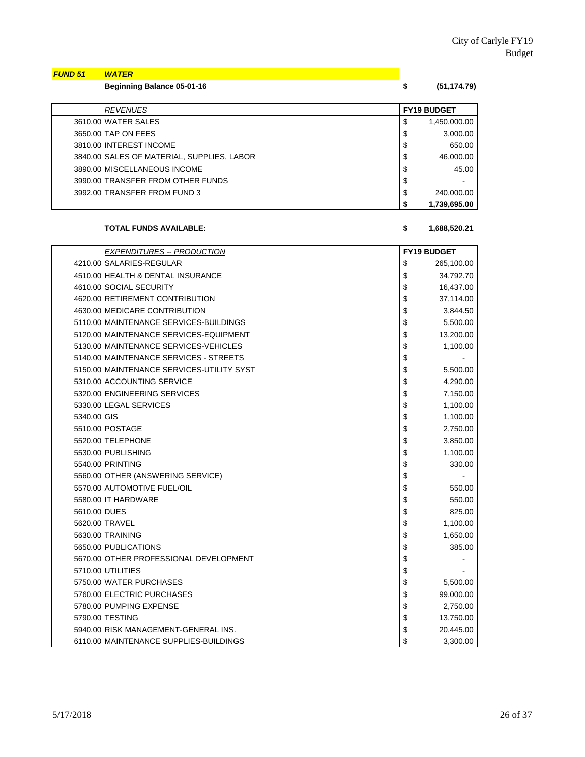***FUND 51 WATER***

**Beginning Balance 05-01-16** **$ (51,174.79)**

| *REVENUES* | **FY19 BUDGET** |
|---|---|
| 3610.00 WATER SALES | $ 1,450,000.00 |
| 3650.00 TAP ON FEES | $ 3,000.00 |
| 3810.00 INTEREST INCOME | $ 650.00 |
| 3840.00 SALES OF MATERIAL, SUPPLIES, LABOR | $ 46,000.00 |
| 3890.00 MISCELLANEOUS INCOME | $ 45.00 |
| 3990.00 TRANSFER FROM OTHER FUNDS | $ - |
| 3992.00 TRANSFER FROM FUND 3 | $ 240,000.00 |
| | **$ 1,739,695.00** |

**TOTAL FUNDS AVAILABLE:** **$ 1,688,520.21**

| *EXPENDITURES -- PRODUCTION* | **FY19 BUDGET** |
|---|---|
| 4210.00 SALARIES-REGULAR | $ 265,100.00 |
| 4510.00 HEALTH & DENTAL INSURANCE | $ 34,792.70 |
| 4610.00 SOCIAL SECURITY | $ 16,437.00 |
| 4620.00 RETIREMENT CONTRIBUTION | $ 37,114.00 |
| 4630.00 MEDICARE CONTRIBUTION | $ 3,844.50 |
| 5110.00 MAINTENANCE SERVICES-BUILDINGS | $ 5,500.00 |
| 5120.00 MAINTENANCE SERVICES-EQUIPMENT | $ 13,200.00 |
| 5130.00 MAINTENANCE SERVICES-VEHICLES | $ 1,100.00 |
| 5140.00 MAINTENANCE SERVICES - STREETS | $ - |
| 5150.00 MAINTENANCE SERVICES-UTILITY SYST | $ 5,500.00 |
| 5310.00 ACCOUNTING SERVICE | $ 4,290.00 |
| 5320.00 ENGINEERING SERVICES | $ 7,150.00 |
| 5330.00 LEGAL SERVICES | $ 1,100.00 |
| 5340.00 GIS | $ 1,100.00 |
| 5510.00 POSTAGE | $ 2,750.00 |
| 5520.00 TELEPHONE | $ 3,850.00 |
| 5530.00 PUBLISHING | $ 1,100.00 |
| 5540.00 PRINTING | $ 330.00 |
| 5560.00 OTHER (ANSWERING SERVICE) | $ - |
| 5570.00 AUTOMOTIVE FUEL/OIL | $ 550.00 |
| 5580.00 IT HARDWARE | $ 550.00 |
| 5610.00 DUES | $ 825.00 |
| 5620.00 TRAVEL | $ 1,100.00 |
| 5630.00 TRAINING | $ 1,650.00 |
| 5650.00 PUBLICATIONS | $ 385.00 |
| 5670.00 OTHER PROFESSIONAL DEVELOPMENT | $ - |
| 5710.00 UTILITIES | $ - |
| 5750.00 WATER PURCHASES | $ 5,500.00 |
| 5760.00 ELECTRIC PURCHASES | $ 99,000.00 |
| 5780.00 PUMPING EXPENSE | $ 2,750.00 |
| 5790.00 TESTING | $ 13,750.00 |
| 5940.00 RISK MANAGEMENT-GENERAL INS. | $ 20,445.00 |
| 6110.00 MAINTENANCE SUPPLIES-BUILDINGS | $ 3,300.00 |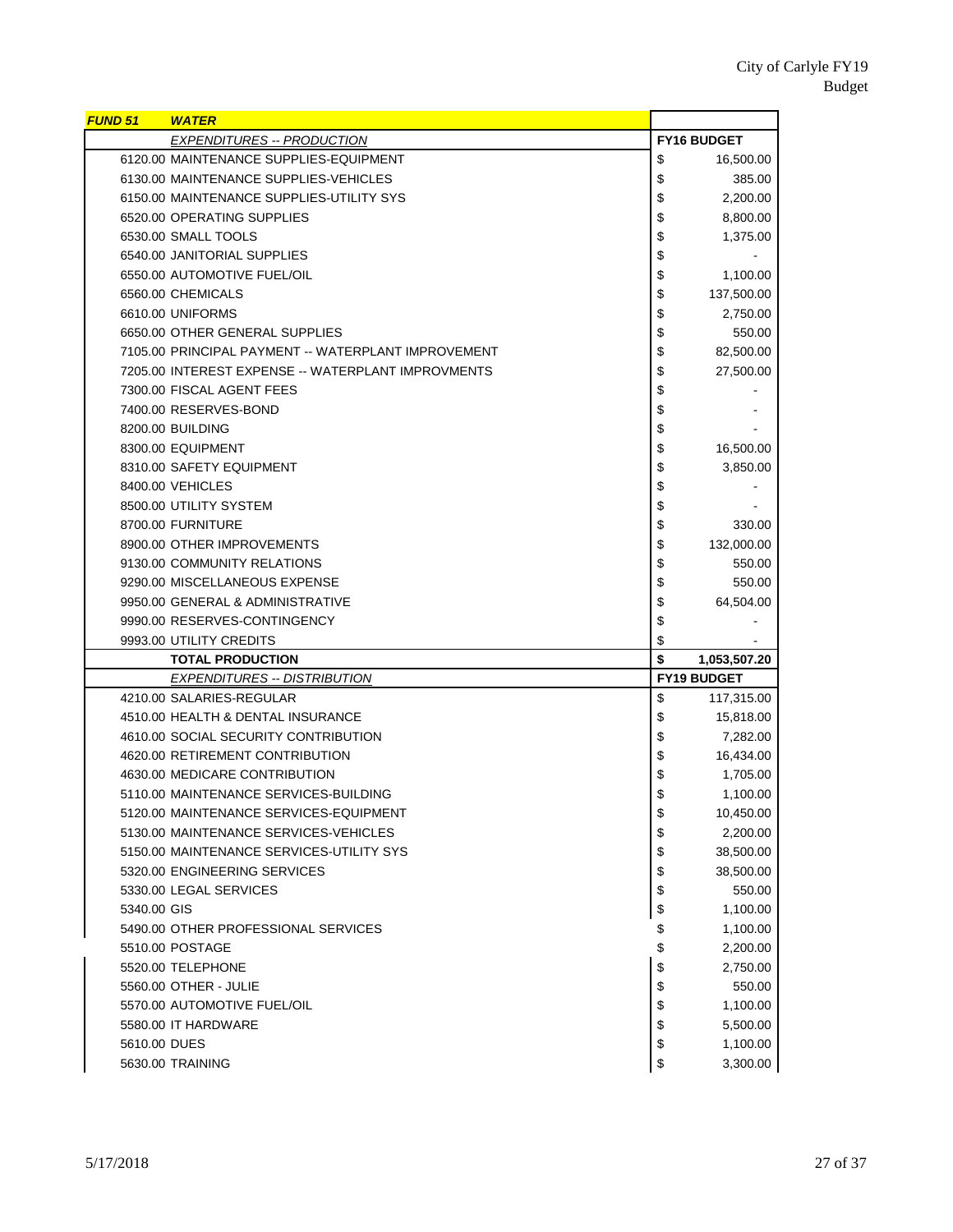| FUND 51 | WATER | |
|---|---|---|
| | *EXPENDITURES -- PRODUCTION* | **FY16 BUDGET** |
| 6120.00 | MAINTENANCE SUPPLIES-EQUIPMENT | $ 16,500.00 |
| 6130.00 | MAINTENANCE SUPPLIES-VEHICLES | $ 385.00 |
| 6150.00 | MAINTENANCE SUPPLIES-UTILITY SYS | $ 2,200.00 |
| 6520.00 | OPERATING SUPPLIES | $ 8,800.00 |
| 6530.00 | SMALL TOOLS | $ 1,375.00 |
| 6540.00 | JANITORIAL SUPPLIES | $ - |
| 6550.00 | AUTOMOTIVE FUEL/OIL | $ 1,100.00 |
| 6560.00 | CHEMICALS | $ 137,500.00 |
| 6610.00 | UNIFORMS | $ 2,750.00 |
| 6650.00 | OTHER GENERAL SUPPLIES | $ 550.00 |
| 7105.00 | PRINCIPAL PAYMENT -- WATERPLANT IMPROVEMENT | $ 82,500.00 |
| 7205.00 | INTEREST EXPENSE -- WATERPLANT IMPROVMENTS | $ 27,500.00 |
| 7300.00 | FISCAL AGENT FEES | $ - |
| 7400.00 | RESERVES-BOND | $ - |
| 8200.00 | BUILDING | $ - |
| 8300.00 | EQUIPMENT | $ 16,500.00 |
| 8310.00 | SAFETY EQUIPMENT | $ 3,850.00 |
| 8400.00 | VEHICLES | $ - |
| 8500.00 | UTILITY SYSTEM | $ - |
| 8700.00 | FURNITURE | $ 330.00 |
| 8900.00 | OTHER IMPROVEMENTS | $ 132,000.00 |
| 9130.00 | COMMUNITY RELATIONS | $ 550.00 |
| 9290.00 | MISCELLANEOUS EXPENSE | $ 550.00 |
| 9950.00 | GENERAL & ADMINISTRATIVE | $ 64,504.00 |
| 9990.00 | RESERVES-CONTINGENCY | $ - |
| 9993.00 | UTILITY CREDITS | $ - |
| | **TOTAL PRODUCTION** | **$ 1,053,507.20** |
| | *EXPENDITURES -- DISTRIBUTION* | **FY19 BUDGET** |
| 4210.00 | SALARIES-REGULAR | $ 117,315.00 |
| 4510.00 | HEALTH & DENTAL INSURANCE | $ 15,818.00 |
| 4610.00 | SOCIAL SECURITY CONTRIBUTION | $ 7,282.00 |
| 4620.00 | RETIREMENT CONTRIBUTION | $ 16,434.00 |
| 4630.00 | MEDICARE CONTRIBUTION | $ 1,705.00 |
| 5110.00 | MAINTENANCE SERVICES-BUILDING | $ 1,100.00 |
| 5120.00 | MAINTENANCE SERVICES-EQUIPMENT | $ 10,450.00 |
| 5130.00 | MAINTENANCE SERVICES-VEHICLES | $ 2,200.00 |
| 5150.00 | MAINTENANCE SERVICES-UTILITY SYS | $ 38,500.00 |
| 5320.00 | ENGINEERING SERVICES | $ 38,500.00 |
| 5330.00 | LEGAL SERVICES | $ 550.00 |
| 5340.00 | GIS | $ 1,100.00 |
| 5490.00 | OTHER PROFESSIONAL SERVICES | $ 1,100.00 |
| 5510.00 | POSTAGE | $ 2,200.00 |
| 5520.00 | TELEPHONE | $ 2,750.00 |
| 5560.00 | OTHER - JULIE | $ 550.00 |
| 5570.00 | AUTOMOTIVE FUEL/OIL | $ 1,100.00 |
| 5580.00 | IT HARDWARE | $ 5,500.00 |
| 5610.00 | DUES | $ 1,100.00 |
| 5630.00 | TRAINING | $ 3,300.00 |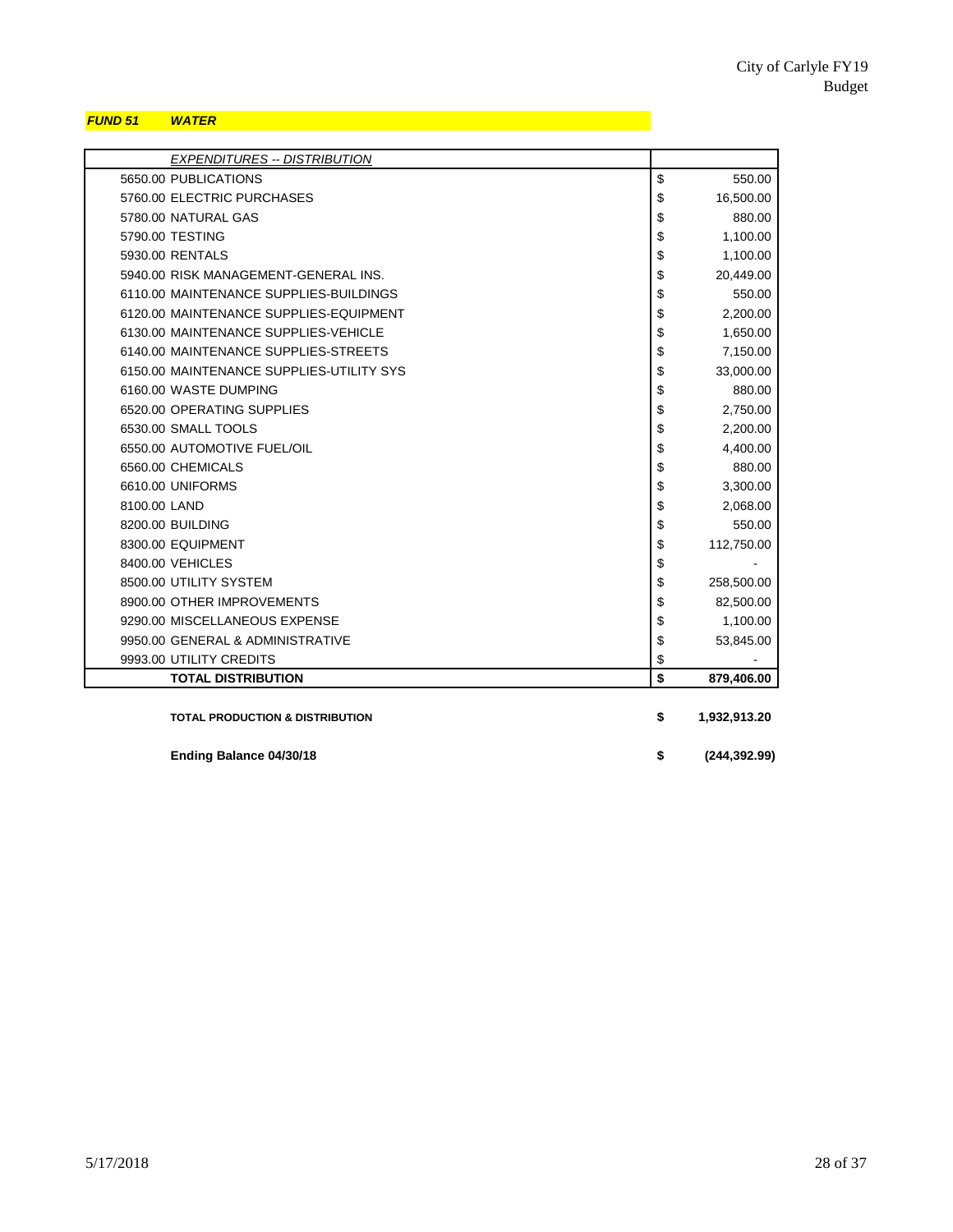***FUND 51 WATER***

| *EXPENDITURES -- DISTRIBUTION* | |
|---|---|
| 5650.00 PUBLICATIONS | $ 550.00 |
| 5760.00 ELECTRIC PURCHASES | $ 16,500.00 |
| 5780.00 NATURAL GAS | $ 880.00 |
| 5790.00 TESTING | $ 1,100.00 |
| 5930.00 RENTALS | $ 1,100.00 |
| 5940.00 RISK MANAGEMENT-GENERAL INS. | $ 20,449.00 |
| 6110.00 MAINTENANCE SUPPLIES-BUILDINGS | $ 550.00 |
| 6120.00 MAINTENANCE SUPPLIES-EQUIPMENT | $ 2,200.00 |
| 6130.00 MAINTENANCE SUPPLIES-VEHICLE | $ 1,650.00 |
| 6140.00 MAINTENANCE SUPPLIES-STREETS | $ 7,150.00 |
| 6150.00 MAINTENANCE SUPPLIES-UTILITY SYS | $ 33,000.00 |
| 6160.00 WASTE DUMPING | $ 880.00 |
| 6520.00 OPERATING SUPPLIES | $ 2,750.00 |
| 6530.00 SMALL TOOLS | $ 2,200.00 |
| 6550.00 AUTOMOTIVE FUEL/OIL | $ 4,400.00 |
| 6560.00 CHEMICALS | $ 880.00 |
| 6610.00 UNIFORMS | $ 3,300.00 |
| 8100.00 LAND | $ 2,068.00 |
| 8200.00 BUILDING | $ 550.00 |
| 8300.00 EQUIPMENT | $ 112,750.00 |
| 8400.00 VEHICLES | $ - |
| 8500.00 UTILITY SYSTEM | $ 258,500.00 |
| 8900.00 OTHER IMPROVEMENTS | $ 82,500.00 |
| 9290.00 MISCELLANEOUS EXPENSE | $ 1,100.00 |
| 9950.00 GENERAL & ADMINISTRATIVE | $ 53,845.00 |
| 9993.00 UTILITY CREDITS | $ - |
| **TOTAL DISTRIBUTION** | **$ 879,406.00** |
| **TOTAL PRODUCTION & DISTRIBUTION** | **$ 1,932,913.20** |
| **Ending Balance 04/30/18** | **$ (244,392.99)** |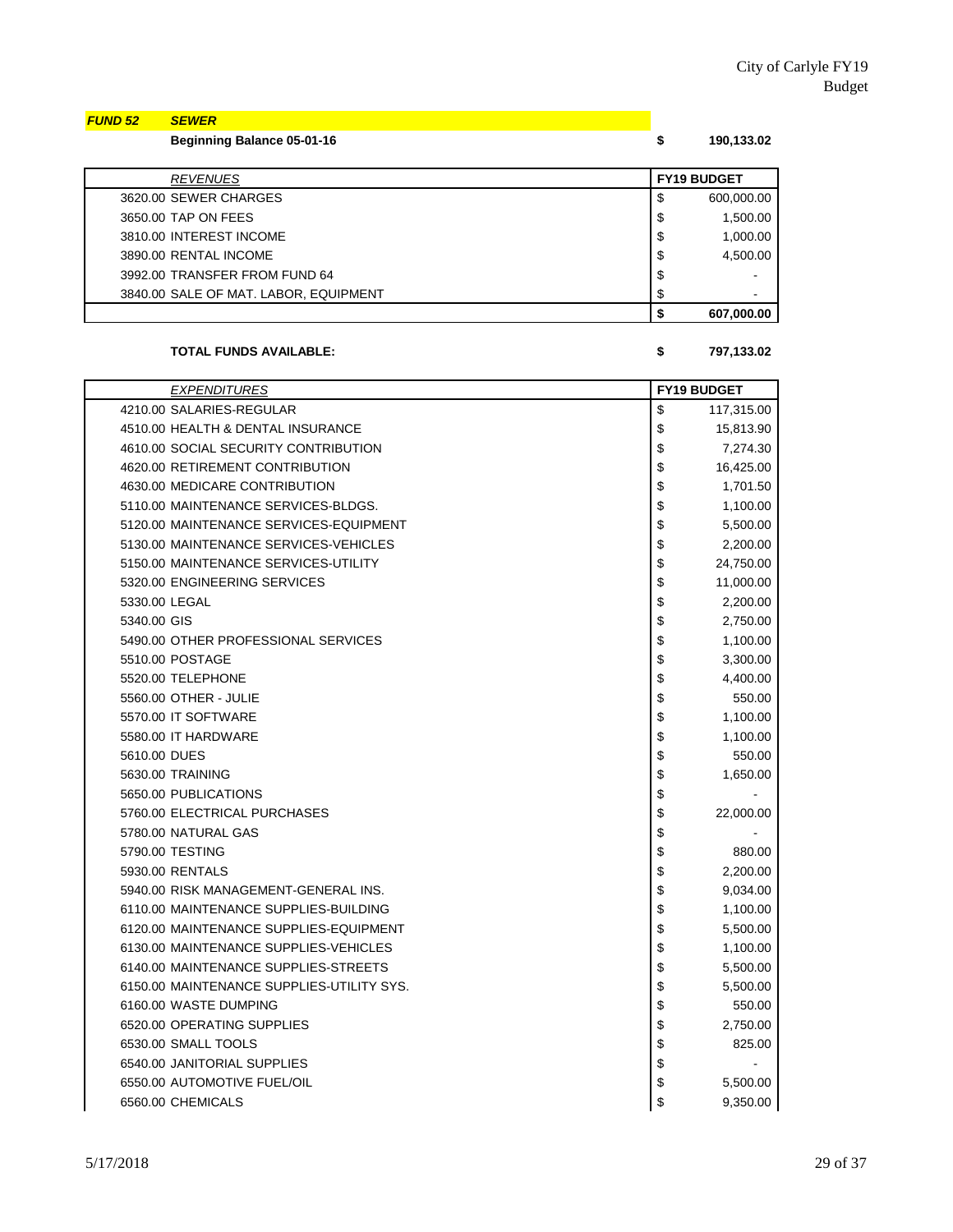**FUND 52** **SEWER**

**Beginning Balance 05-01-16** **$ 190,133.02**

| *REVENUES* | FY19 BUDGET |
|---|---|
| 3620.00 SEWER CHARGES | $ 600,000.00 |
| 3650.00 TAP ON FEES | $ 1,500.00 |
| 3810.00 INTEREST INCOME | $ 1,000.00 |
| 3890.00 RENTAL INCOME | $ 4,500.00 |
| 3992.00 TRANSFER FROM FUND 64 | $ - |
| 3840.00 SALE OF MAT. LABOR, EQUIPMENT | $ - |
| | **$ 607,000.00** |

**TOTAL FUNDS AVAILABLE:** **$ 797,133.02**

| *EXPENDITURES* | FY19 BUDGET |
|---|---|
| 4210.00 SALARIES-REGULAR | $ 117,315.00 |
| 4510.00 HEALTH & DENTAL INSURANCE | $ 15,813.90 |
| 4610.00 SOCIAL SECURITY CONTRIBUTION | $ 7,274.30 |
| 4620.00 RETIREMENT CONTRIBUTION | $ 16,425.00 |
| 4630.00 MEDICARE CONTRIBUTION | $ 1,701.50 |
| 5110.00 MAINTENANCE SERVICES-BLDGS. | $ 1,100.00 |
| 5120.00 MAINTENANCE SERVICES-EQUIPMENT | $ 5,500.00 |
| 5130.00 MAINTENANCE SERVICES-VEHICLES | $ 2,200.00 |
| 5150.00 MAINTENANCE SERVICES-UTILITY | $ 24,750.00 |
| 5320.00 ENGINEERING SERVICES | $ 11,000.00 |
| 5330.00 LEGAL | $ 2,200.00 |
| 5340.00 GIS | $ 2,750.00 |
| 5490.00 OTHER PROFESSIONAL SERVICES | $ 1,100.00 |
| 5510.00 POSTAGE | $ 3,300.00 |
| 5520.00 TELEPHONE | $ 4,400.00 |
| 5560.00 OTHER - JULIE | $ 550.00 |
| 5570.00 IT SOFTWARE | $ 1,100.00 |
| 5580.00 IT HARDWARE | $ 1,100.00 |
| 5610.00 DUES | $ 550.00 |
| 5630.00 TRAINING | $ 1,650.00 |
| 5650.00 PUBLICATIONS | $ - |
| 5760.00 ELECTRICAL PURCHASES | $ 22,000.00 |
| 5780.00 NATURAL GAS | $ - |
| 5790.00 TESTING | $ 880.00 |
| 5930.00 RENTALS | $ 2,200.00 |
| 5940.00 RISK MANAGEMENT-GENERAL INS. | $ 9,034.00 |
| 6110.00 MAINTENANCE SUPPLIES-BUILDING | $ 1,100.00 |
| 6120.00 MAINTENANCE SUPPLIES-EQUIPMENT | $ 5,500.00 |
| 6130.00 MAINTENANCE SUPPLIES-VEHICLES | $ 1,100.00 |
| 6140.00 MAINTENANCE SUPPLIES-STREETS | $ 5,500.00 |
| 6150.00 MAINTENANCE SUPPLIES-UTILITY SYS. | $ 5,500.00 |
| 6160.00 WASTE DUMPING | $ 550.00 |
| 6520.00 OPERATING SUPPLIES | $ 2,750.00 |
| 6530.00 SMALL TOOLS | $ 825.00 |
| 6540.00 JANITORIAL SUPPLIES | $ - |
| 6550.00 AUTOMOTIVE FUEL/OIL | $ 5,500.00 |
| 6560.00 CHEMICALS | $ 9,350.00 |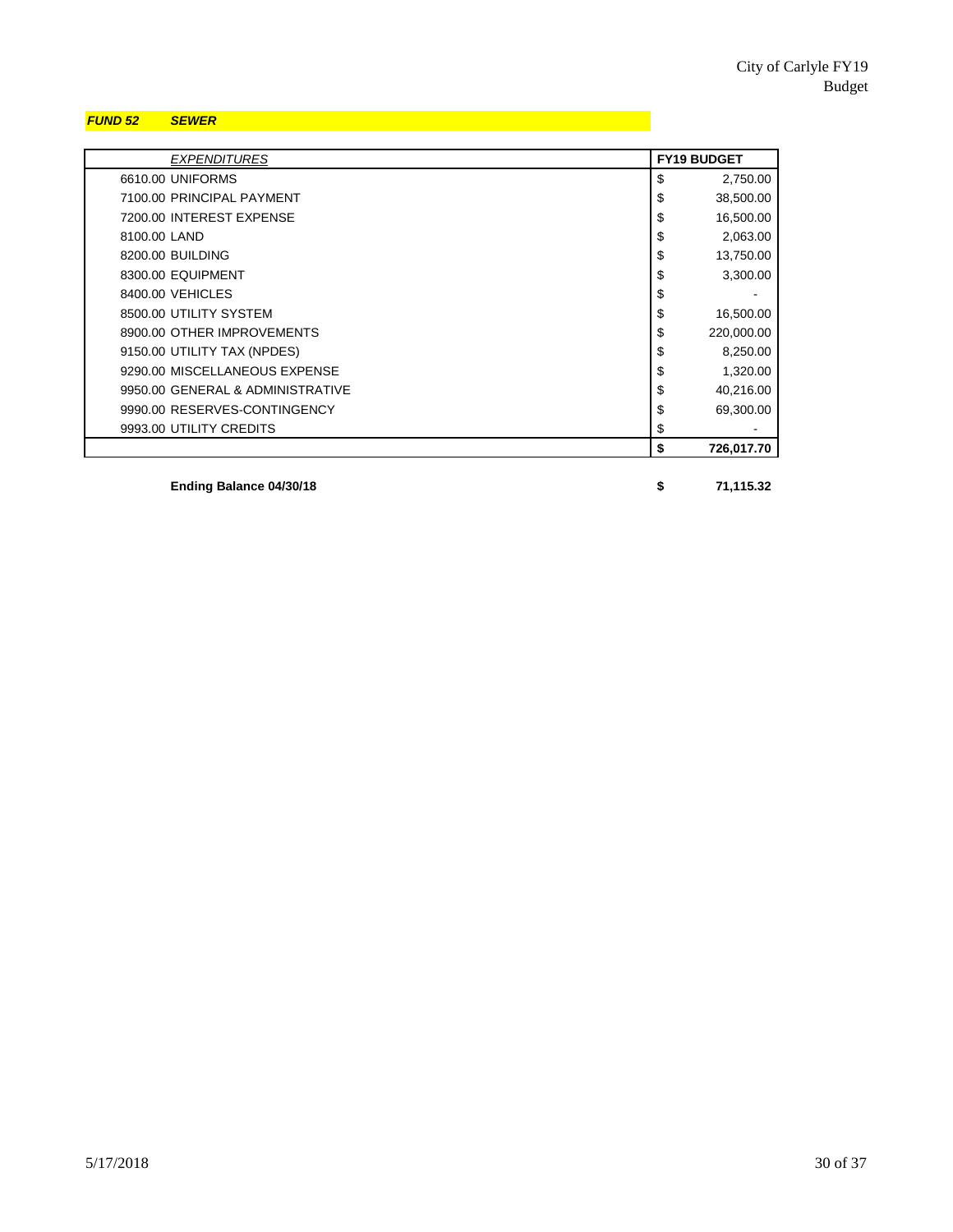***FUND 52 SEWER***

| *EXPENDITURES* | **FY19 BUDGET** |
|---|---|
| 6610.00 UNIFORMS | $ 2,750.00 |
| 7100.00 PRINCIPAL PAYMENT | $ 38,500.00 |
| 7200.00 INTEREST EXPENSE | $ 16,500.00 |
| 8100.00 LAND | $ 2,063.00 |
| 8200.00 BUILDING | $ 13,750.00 |
| 8300.00 EQUIPMENT | $ 3,300.00 |
| 8400.00 VEHICLES | $ - |
| 8500.00 UTILITY SYSTEM | $ 16,500.00 |
| 8900.00 OTHER IMPROVEMENTS | $ 220,000.00 |
| 9150.00 UTILITY TAX (NPDES) | $ 8,250.00 |
| 9290.00 MISCELLANEOUS EXPENSE | $ 1,320.00 |
| 9950.00 GENERAL & ADMINISTRATIVE | $ 40,216.00 |
| 9990.00 RESERVES-CONTINGENCY | $ 69,300.00 |
| 9993.00 UTILITY CREDITS | $ - |
| | **$ 726,017.70** |

**Ending Balance 04/30/18** **$ 71,115.32**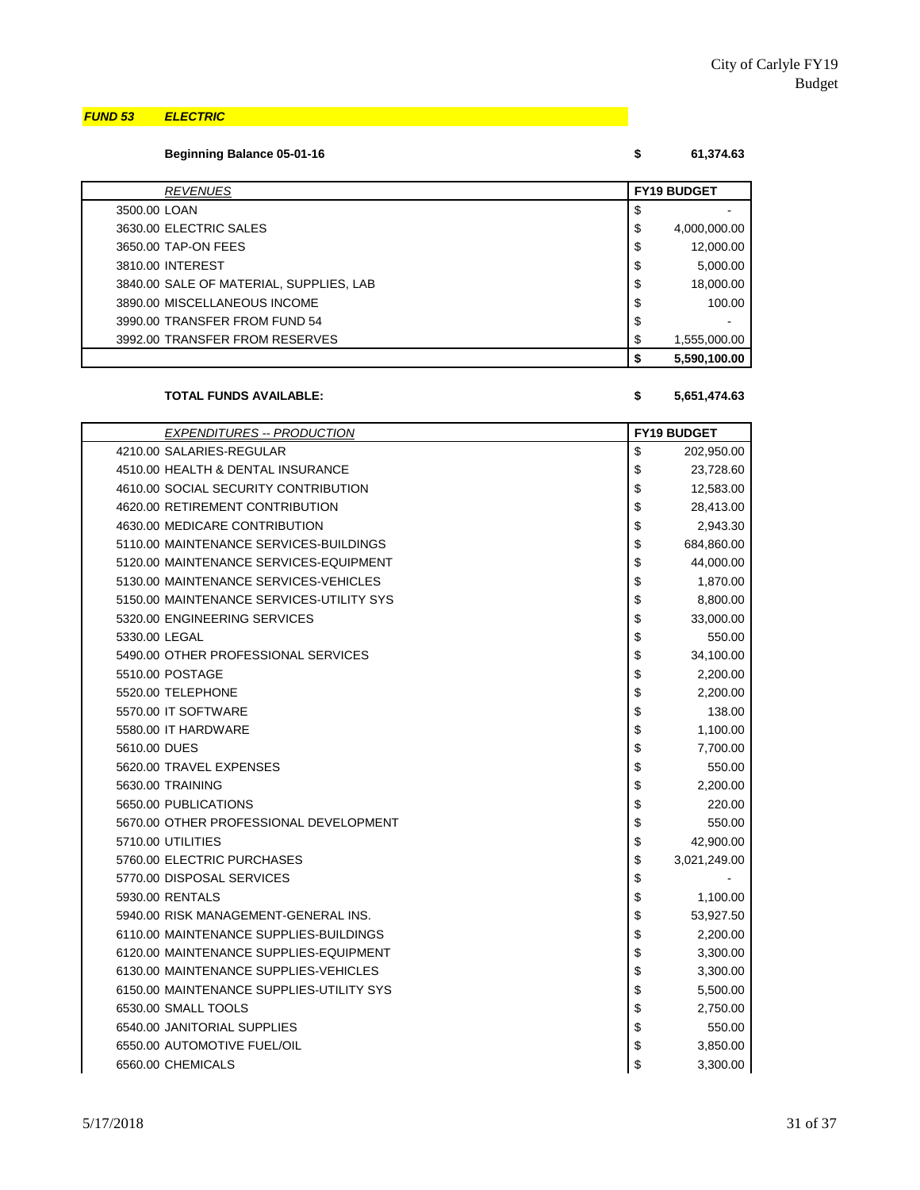***FUND 53 ELECTRIC***

**Beginning Balance 05-01-16** **$ 61,374.63**

| *REVENUES* | **FY19 BUDGET** |
|---|---|
| 3500.00 LOAN | $ - |
| 3630.00 ELECTRIC SALES | $ 4,000,000.00 |
| 3650.00 TAP-ON FEES | $ 12,000.00 |
| 3810.00 INTEREST | $ 5,000.00 |
| 3840.00 SALE OF MATERIAL, SUPPLIES, LAB | $ 18,000.00 |
| 3890.00 MISCELLANEOUS INCOME | $ 100.00 |
| 3990.00 TRANSFER FROM FUND 54 | $ - |
| 3992.00 TRANSFER FROM RESERVES | $ 1,555,000.00 |
| | **$ 5,590,100.00** |

**TOTAL FUNDS AVAILABLE:** **$ 5,651,474.63**

| *EXPENDITURES -- PRODUCTION* | **FY19 BUDGET** |
|---|---|
| 4210.00 SALARIES-REGULAR | $ 202,950.00 |
| 4510.00 HEALTH & DENTAL INSURANCE | $ 23,728.60 |
| 4610.00 SOCIAL SECURITY CONTRIBUTION | $ 12,583.00 |
| 4620.00 RETIREMENT CONTRIBUTION | $ 28,413.00 |
| 4630.00 MEDICARE CONTRIBUTION | $ 2,943.30 |
| 5110.00 MAINTENANCE SERVICES-BUILDINGS | $ 684,860.00 |
| 5120.00 MAINTENANCE SERVICES-EQUIPMENT | $ 44,000.00 |
| 5130.00 MAINTENANCE SERVICES-VEHICLES | $ 1,870.00 |
| 5150.00 MAINTENANCE SERVICES-UTILITY SYS | $ 8,800.00 |
| 5320.00 ENGINEERING SERVICES | $ 33,000.00 |
| 5330.00 LEGAL | $ 550.00 |
| 5490.00 OTHER PROFESSIONAL SERVICES | $ 34,100.00 |
| 5510.00 POSTAGE | $ 2,200.00 |
| 5520.00 TELEPHONE | $ 2,200.00 |
| 5570.00 IT SOFTWARE | $ 138.00 |
| 5580.00 IT HARDWARE | $ 1,100.00 |
| 5610.00 DUES | $ 7,700.00 |
| 5620.00 TRAVEL EXPENSES | $ 550.00 |
| 5630.00 TRAINING | $ 2,200.00 |
| 5650.00 PUBLICATIONS | $ 220.00 |
| 5670.00 OTHER PROFESSIONAL DEVELOPMENT | $ 550.00 |
| 5710.00 UTILITIES | $ 42,900.00 |
| 5760.00 ELECTRIC PURCHASES | $ 3,021,249.00 |
| 5770.00 DISPOSAL SERVICES | $ - |
| 5930.00 RENTALS | $ 1,100.00 |
| 5940.00 RISK MANAGEMENT-GENERAL INS. | $ 53,927.50 |
| 6110.00 MAINTENANCE SUPPLIES-BUILDINGS | $ 2,200.00 |
| 6120.00 MAINTENANCE SUPPLIES-EQUIPMENT | $ 3,300.00 |
| 6130.00 MAINTENANCE SUPPLIES-VEHICLES | $ 3,300.00 |
| 6150.00 MAINTENANCE SUPPLIES-UTILITY SYS | $ 5,500.00 |
| 6530.00 SMALL TOOLS | $ 2,750.00 |
| 6540.00 JANITORIAL SUPPLIES | $ 550.00 |
| 6550.00 AUTOMOTIVE FUEL/OIL | $ 3,850.00 |
| 6560.00 CHEMICALS | $ 3,300.00 |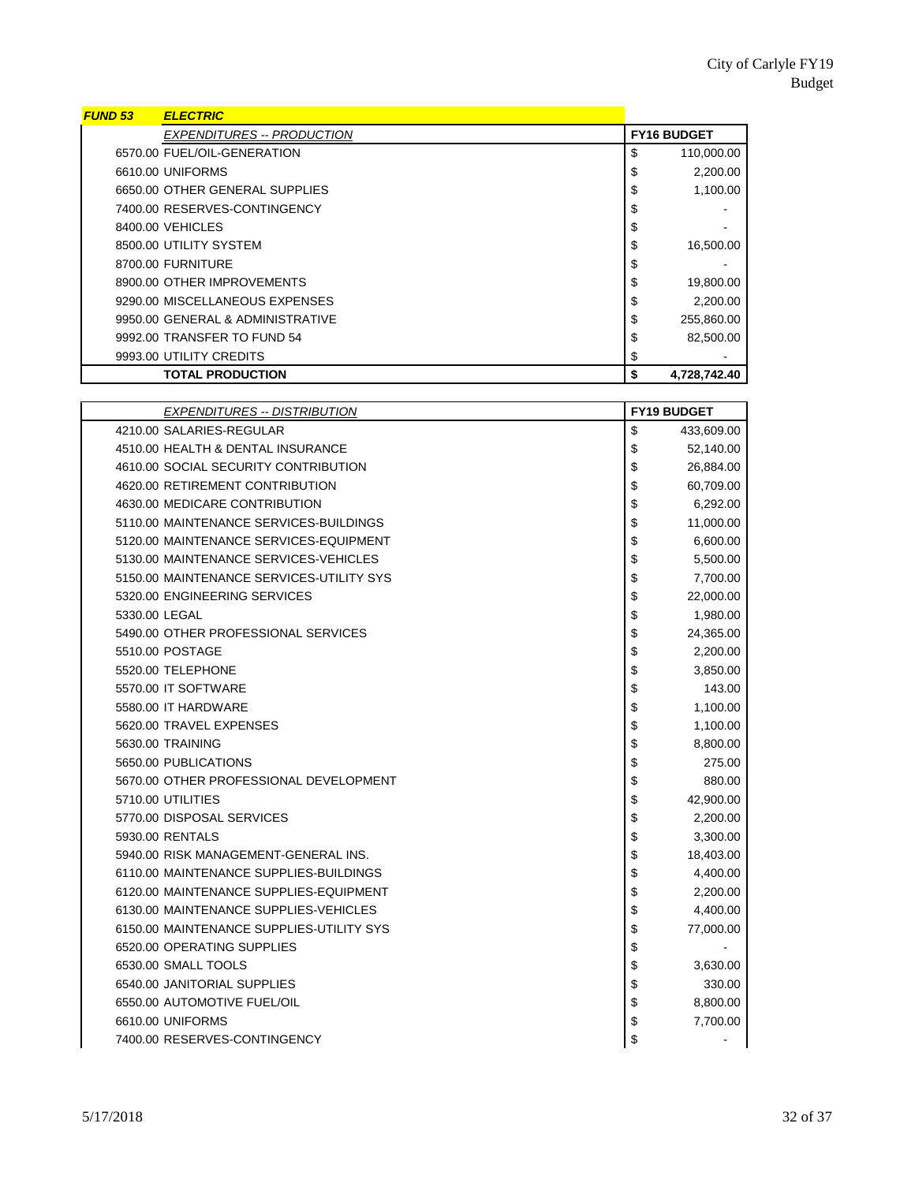**FUND 53** **ELECTRIC**

| *EXPENDITURES -- PRODUCTION* | FY16 BUDGET |
|---|---|
| 6570.00 FUEL/OIL-GENERATION | $ 110,000.00 |
| 6610.00 UNIFORMS | $ 2,200.00 |
| 6650.00 OTHER GENERAL SUPPLIES | $ 1,100.00 |
| 7400.00 RESERVES-CONTINGENCY | $ - |
| 8400.00 VEHICLES | $ - |
| 8500.00 UTILITY SYSTEM | $ 16,500.00 |
| 8700.00 FURNITURE | $ - |
| 8900.00 OTHER IMPROVEMENTS | $ 19,800.00 |
| 9290.00 MISCELLANEOUS EXPENSES | $ 2,200.00 |
| 9950.00 GENERAL & ADMINISTRATIVE | $ 255,860.00 |
| 9992.00 TRANSFER TO FUND 54 | $ 82,500.00 |
| 9993.00 UTILITY CREDITS | $ - |
| **TOTAL PRODUCTION** | **$ 4,728,742.40** |

| *EXPENDITURES -- DISTRIBUTION* | FY19 BUDGET |
|---|---|
| 4210.00 SALARIES-REGULAR | $ 433,609.00 |
| 4510.00 HEALTH & DENTAL INSURANCE | $ 52,140.00 |
| 4610.00 SOCIAL SECURITY CONTRIBUTION | $ 26,884.00 |
| 4620.00 RETIREMENT CONTRIBUTION | $ 60,709.00 |
| 4630.00 MEDICARE CONTRIBUTION | $ 6,292.00 |
| 5110.00 MAINTENANCE SERVICES-BUILDINGS | $ 11,000.00 |
| 5120.00 MAINTENANCE SERVICES-EQUIPMENT | $ 6,600.00 |
| 5130.00 MAINTENANCE SERVICES-VEHICLES | $ 5,500.00 |
| 5150.00 MAINTENANCE SERVICES-UTILITY SYS | $ 7,700.00 |
| 5320.00 ENGINEERING SERVICES | $ 22,000.00 |
| 5330.00 LEGAL | $ 1,980.00 |
| 5490.00 OTHER PROFESSIONAL SERVICES | $ 24,365.00 |
| 5510.00 POSTAGE | $ 2,200.00 |
| 5520.00 TELEPHONE | $ 3,850.00 |
| 5570.00 IT SOFTWARE | $ 143.00 |
| 5580.00 IT HARDWARE | $ 1,100.00 |
| 5620.00 TRAVEL EXPENSES | $ 1,100.00 |
| 5630.00 TRAINING | $ 8,800.00 |
| 5650.00 PUBLICATIONS | $ 275.00 |
| 5670.00 OTHER PROFESSIONAL DEVELOPMENT | $ 880.00 |
| 5710.00 UTILITIES | $ 42,900.00 |
| 5770.00 DISPOSAL SERVICES | $ 2,200.00 |
| 5930.00 RENTALS | $ 3,300.00 |
| 5940.00 RISK MANAGEMENT-GENERAL INS. | $ 18,403.00 |
| 6110.00 MAINTENANCE SUPPLIES-BUILDINGS | $ 4,400.00 |
| 6120.00 MAINTENANCE SUPPLIES-EQUIPMENT | $ 2,200.00 |
| 6130.00 MAINTENANCE SUPPLIES-VEHICLES | $ 4,400.00 |
| 6150.00 MAINTENANCE SUPPLIES-UTILITY SYS | $ 77,000.00 |
| 6520.00 OPERATING SUPPLIES | $ - |
| 6530.00 SMALL TOOLS | $ 3,630.00 |
| 6540.00 JANITORIAL SUPPLIES | $ 330.00 |
| 6550.00 AUTOMOTIVE FUEL/OIL | $ 8,800.00 |
| 6610.00 UNIFORMS | $ 7,700.00 |
| 7400.00 RESERVES-CONTINGENCY | $ - |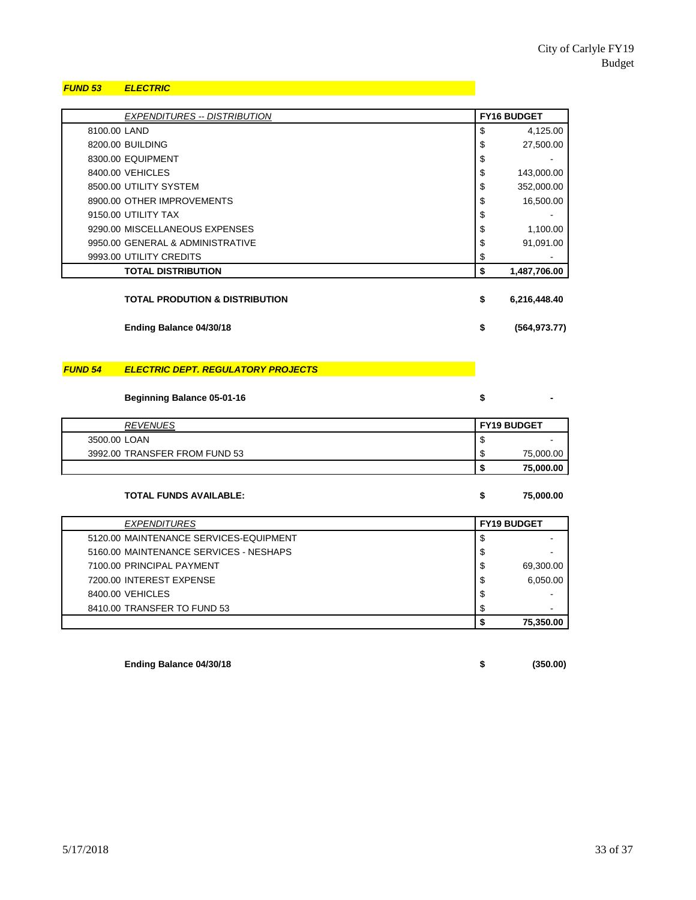***FUND 53*** ***ELECTRIC***

| *EXPENDITURES -- DISTRIBUTION* | FY16 BUDGET |
|---|---|
| 8100.00 LAND | $ 4,125.00 |
| 8200.00 BUILDING | $ 27,500.00 |
| 8300.00 EQUIPMENT | $ - |
| 8400.00 VEHICLES | $ 143,000.00 |
| 8500.00 UTILITY SYSTEM | $ 352,000.00 |
| 8900.00 OTHER IMPROVEMENTS | $ 16,500.00 |
| 9150.00 UTILITY TAX | $ - |
| 9290.00 MISCELLANEOUS EXPENSES | $ 1,100.00 |
| 9950.00 GENERAL & ADMINISTRATIVE | $ 91,091.00 |
| 9993.00 UTILITY CREDITS | $ - |
| **TOTAL DISTRIBUTION** | **$ 1,487,706.00** |

**TOTAL PRODUTION & DISTRIBUTION** **$ 6,216,448.40**

**Ending Balance 04/30/18** **$ (564,973.77)**

***FUND 54*** ***ELECTRIC DEPT. REGULATORY PROJECTS***

**Beginning Balance 05-01-16** **$ -**

| *REVENUES* | FY19 BUDGET |
|---|---|
| 3500.00 LOAN | $ - |
| 3992.00 TRANSFER FROM FUND 53 | $ 75,000.00 |
| | **$ 75,000.00** |

**TOTAL FUNDS AVAILABLE:** **$ 75,000.00**

| *EXPENDITURES* | FY19 BUDGET |
|---|---|
| 5120.00 MAINTENANCE SERVICES-EQUIPMENT | $ - |
| 5160.00 MAINTENANCE SERVICES - NESHAPS | $ - |
| 7100.00 PRINCIPAL PAYMENT | $ 69,300.00 |
| 7200.00 INTEREST EXPENSE | $ 6,050.00 |
| 8400.00 VEHICLES | $ - |
| 8410.00 TRANSFER TO FUND 53 | $ - |
| | **$ 75,350.00** |

**Ending Balance 04/30/18** **$ (350.00)**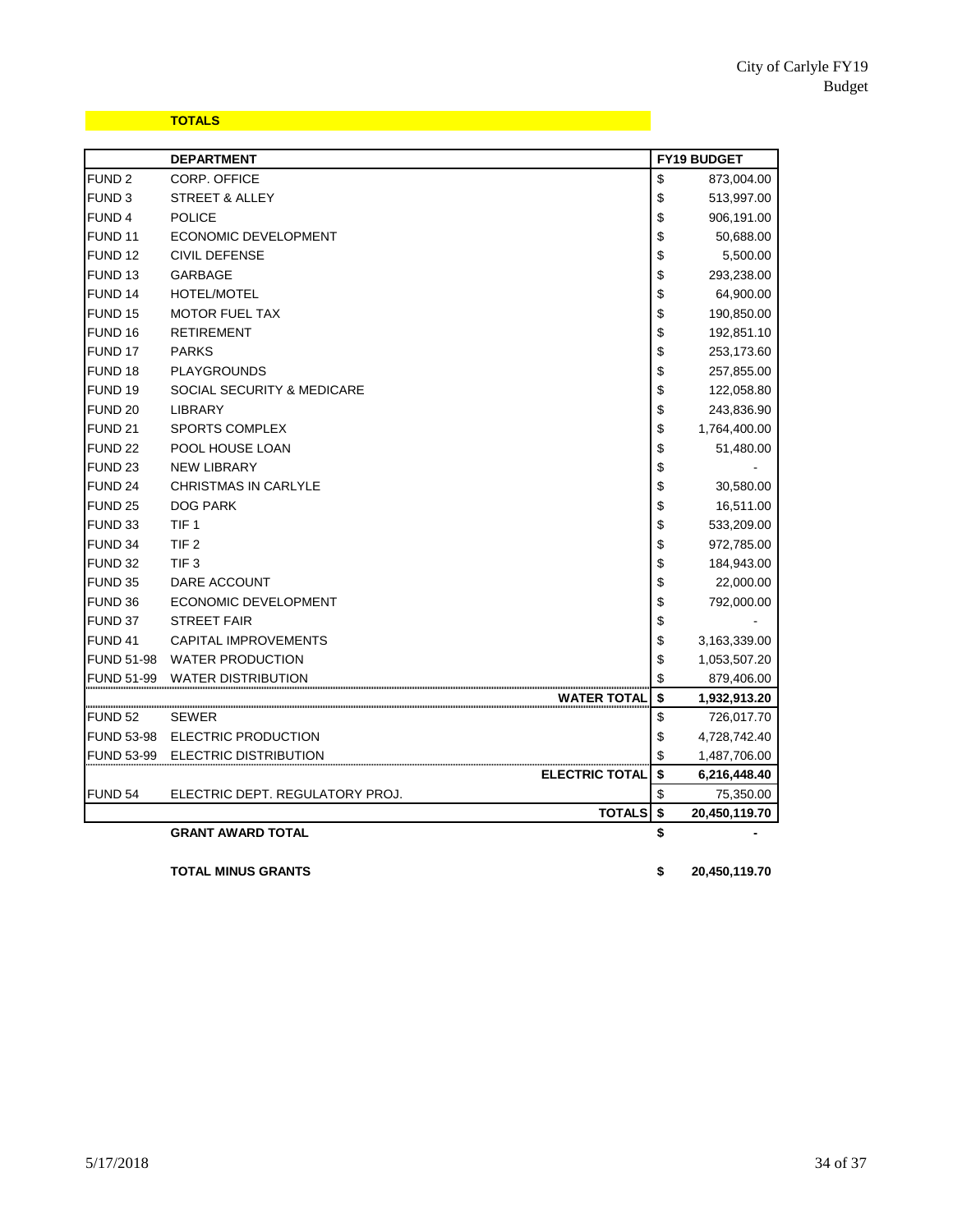City of Carlyle FY19 Budget

## TOTALS

| | DEPARTMENT | | FY19 BUDGET |
|---|---|---|---|
| FUND 2 | CORP. OFFICE | $ | 873,004.00 |
| FUND 3 | STREET & ALLEY | $ | 513,997.00 |
| FUND 4 | POLICE | $ | 906,191.00 |
| FUND 11 | ECONOMIC DEVELOPMENT | $ | 50,688.00 |
| FUND 12 | CIVIL DEFENSE | $ | 5,500.00 |
| FUND 13 | GARBAGE | $ | 293,238.00 |
| FUND 14 | HOTEL/MOTEL | $ | 64,900.00 |
| FUND 15 | MOTOR FUEL TAX | $ | 190,850.00 |
| FUND 16 | RETIREMENT | $ | 192,851.10 |
| FUND 17 | PARKS | $ | 253,173.60 |
| FUND 18 | PLAYGROUNDS | $ | 257,855.00 |
| FUND 19 | SOCIAL SECURITY & MEDICARE | $ | 122,058.80 |
| FUND 20 | LIBRARY | $ | 243,836.90 |
| FUND 21 | SPORTS COMPLEX | $ | 1,764,400.00 |
| FUND 22 | POOL HOUSE LOAN | $ | 51,480.00 |
| FUND 23 | NEW LIBRARY | $ | - |
| FUND 24 | CHRISTMAS IN CARLYLE | $ | 30,580.00 |
| FUND 25 | DOG PARK | $ | 16,511.00 |
| FUND 33 | TIF 1 | $ | 533,209.00 |
| FUND 34 | TIF 2 | $ | 972,785.00 |
| FUND 32 | TIF 3 | $ | 184,943.00 |
| FUND 35 | DARE ACCOUNT | $ | 22,000.00 |
| FUND 36 | ECONOMIC DEVELOPMENT | $ | 792,000.00 |
| FUND 37 | STREET FAIR | $ | - |
| FUND 41 | CAPITAL IMPROVEMENTS | $ | 3,163,339.00 |
| FUND 51-98 | WATER PRODUCTION | $ | 1,053,507.20 |
| FUND 51-99 | WATER DISTRIBUTION | $ | 879,406.00 |
| | **WATER TOTAL** | **$** | **1,932,913.20** |
| FUND 52 | SEWER | $ | 726,017.70 |
| FUND 53-98 | ELECTRIC PRODUCTION | $ | 4,728,742.40 |
| FUND 53-99 | ELECTRIC DISTRIBUTION | $ | 1,487,706.00 |
| | **ELECTRIC TOTAL** | **$** | **6,216,448.40** |
| FUND 54 | ELECTRIC DEPT. REGULATORY PROJ. | $ | 75,350.00 |
| | **TOTALS** | **$** | **20,450,119.70** |
| | **GRANT AWARD TOTAL** | **$** | **-** |
| | | | |
| | **TOTAL MINUS GRANTS** | **$** | **20,450,119.70** |

5/17/2018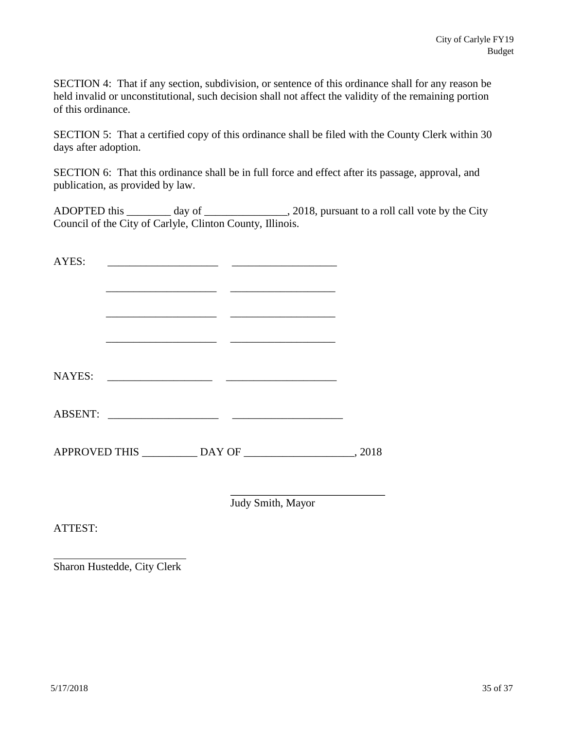SECTION 4: That if any section, subdivision, or sentence of this ordinance shall for any reason be held invalid or unconstitutional, such decision shall not affect the validity of the remaining portion of this ordinance.

SECTION 5: That a certified copy of this ordinance shall be filed with the County Clerk within 30 days after adoption.

SECTION 6: That this ordinance shall be in full force and effect after its passage, approval, and publication, as provided by law.

ADOPTED this ________ day of _______________, 2018, pursuant to a roll call vote by the City Council of the City of Carlyle, Clinton County, Illinois.

AYES: ____________________ ___________________

____________________ ___________________

____________________ ___________________

____________________ ___________________

NAYES: ___________________ ____________________

ABSENT: ____________________ ____________________

APPROVED THIS __________ DAY OF ____________________, 2018

___________________________
Judy Smith, Mayor

ATTEST:

________________________
Sharon Hustedde, City Clerk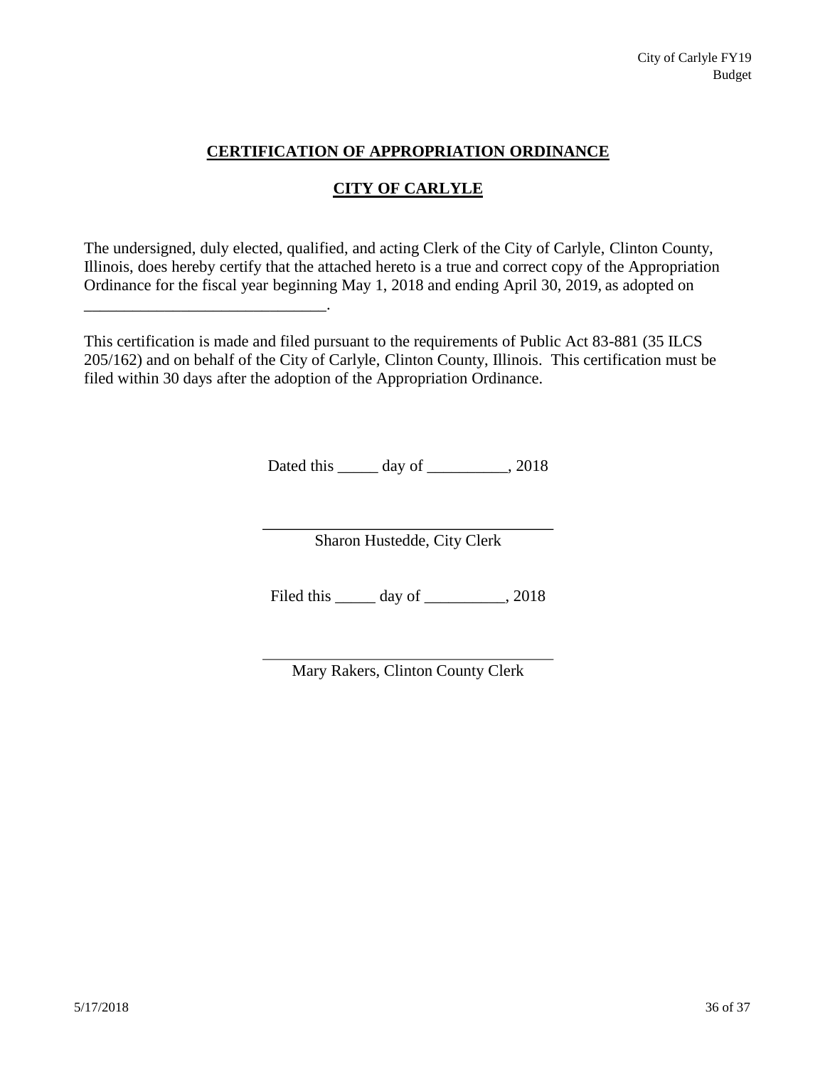**CERTIFICATION OF APPROPRIATION ORDINANCE**

**CITY OF CARLYLE**

The undersigned, duly elected, qualified, and acting Clerk of the City of Carlyle, Clinton County, Illinois, does hereby certify that the attached hereto is a true and correct copy of the Appropriation Ordinance for the fiscal year beginning May 1, 2018 and ending April 30, 2019, as adopted on ______________________________.

This certification is made and filed pursuant to the requirements of Public Act 83-881 (35 ILCS 205/162) and on behalf of the City of Carlyle, Clinton County, Illinois. This certification must be filed within 30 days after the adoption of the Appropriation Ordinance.

Dated this _____ day of __________, 2018

____________________________________
Sharon Hustedde, City Clerk

Filed this _____ day of __________, 2018

____________________________________
Mary Rakers, Clinton County Clerk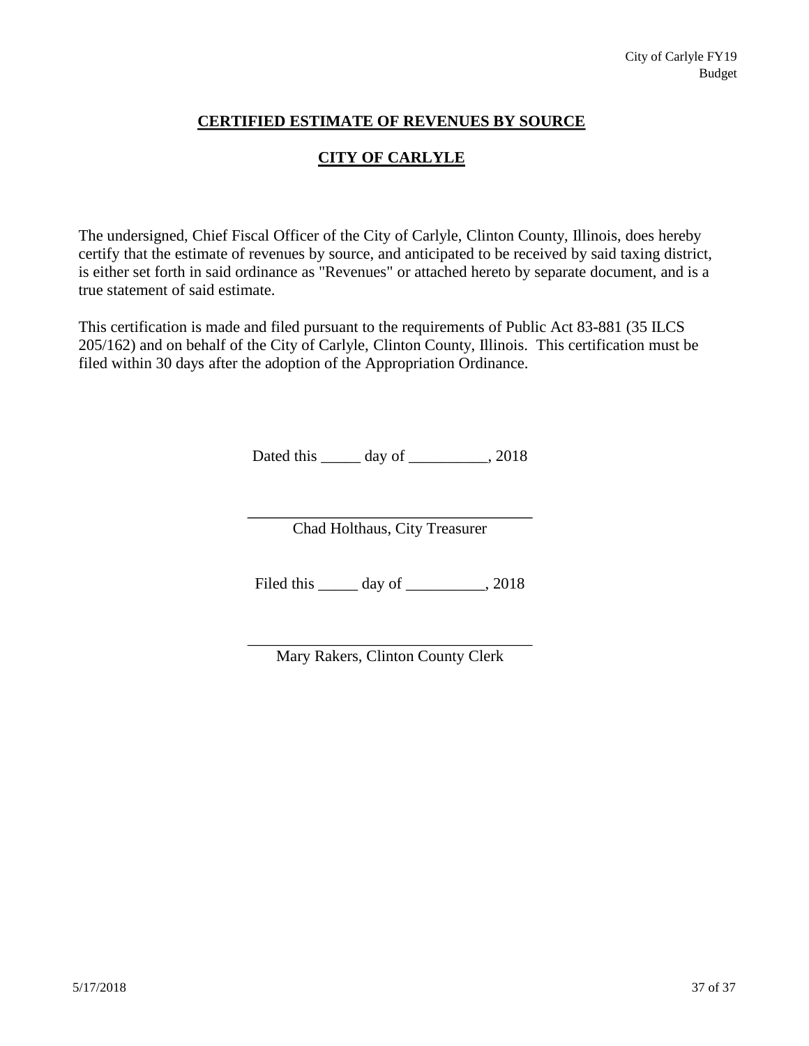# **CERTIFIED ESTIMATE OF REVENUES BY SOURCE**

## **CITY OF CARLYLE**

The undersigned, Chief Fiscal Officer of the City of Carlyle, Clinton County, Illinois, does hereby certify that the estimate of revenues by source, and anticipated to be received by said taxing district, is either set forth in said ordinance as "Revenues" or attached hereto by separate document, and is a true statement of said estimate.

This certification is made and filed pursuant to the requirements of Public Act 83-881 (35 ILCS 205/162) and on behalf of the City of Carlyle, Clinton County, Illinois. This certification must be filed within 30 days after the adoption of the Appropriation Ordinance.

Dated this _____ day of __________, 2018

___________________________________
Chad Holthaus, City Treasurer

Filed this _____ day of __________, 2018

___________________________________
Mary Rakers, Clinton County Clerk